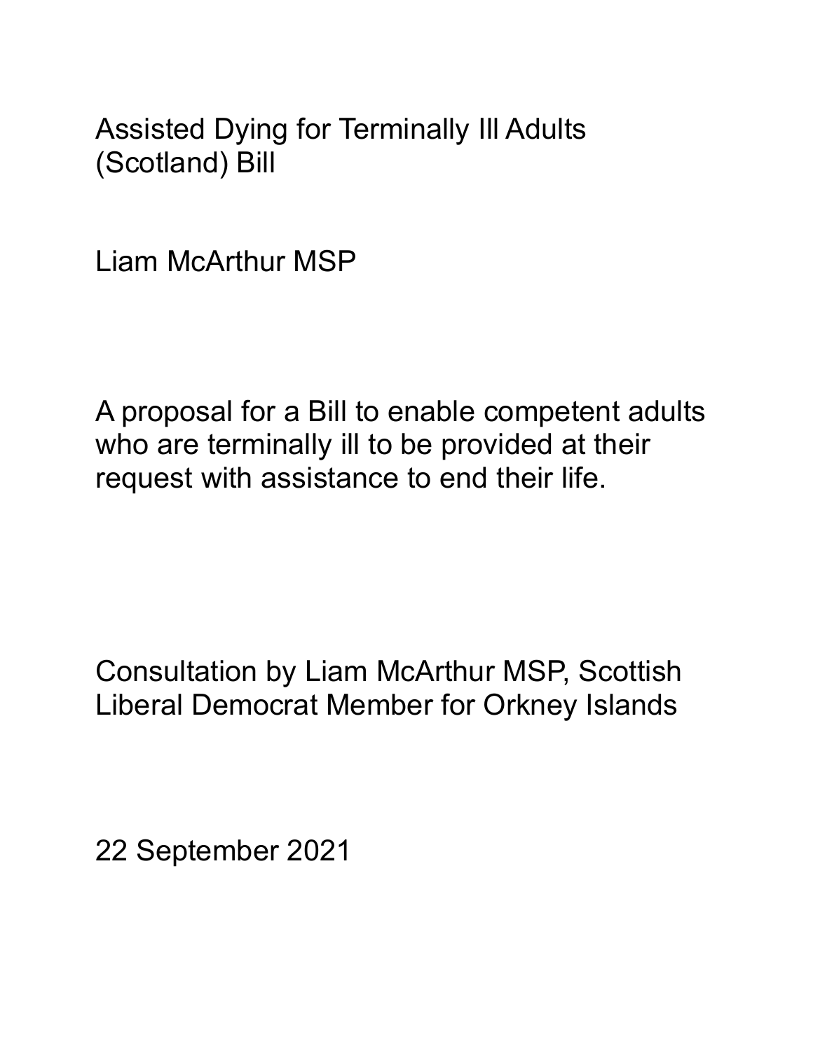# Assisted Dying for Terminally Ill Adults (Scotland) Bill

Liam McArthur MSP

A proposal for a Bill to enable competent adults who are terminally ill to be provided at their request with assistance to end their life.

Consultation by Liam McArthur MSP, Scottish Liberal Democrat Member for Orkney Islands

22 September 2021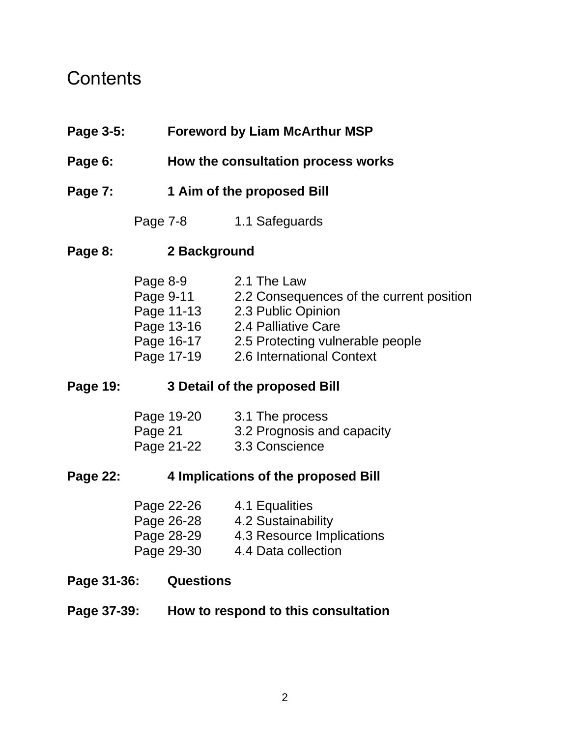# Contents

**Page 3-5:** **Foreword by Liam McArthur MSP**

**Page 6:** **How the consultation process works**

**Page 7:** **1 Aim of the proposed Bill**

- Page 7-8 1.1 Safeguards

**Page 8:** **2 Background**

- Page 8-9 2.1 The Law
- Page 9-11 2.2 Consequences of the current position
- Page 11-13 2.3 Public Opinion
- Page 13-16 2.4 Palliative Care
- Page 16-17 2.5 Protecting vulnerable people
- Page 17-19 2.6 International Context

**Page 19:** **3 Detail of the proposed Bill**

- Page 19-20 3.1 The process
- Page 21 3.2 Prognosis and capacity
- Page 21-22 3.3 Conscience

**Page 22:** **4 Implications of the proposed Bill**

- Page 22-26 4.1 Equalities
- Page 26-28 4.2 Sustainability
- Page 28-29 4.3 Resource Implications
- Page 29-30 4.4 Data collection

**Page 31-36:** **Questions**

**Page 37-39:** **How to respond to this consultation**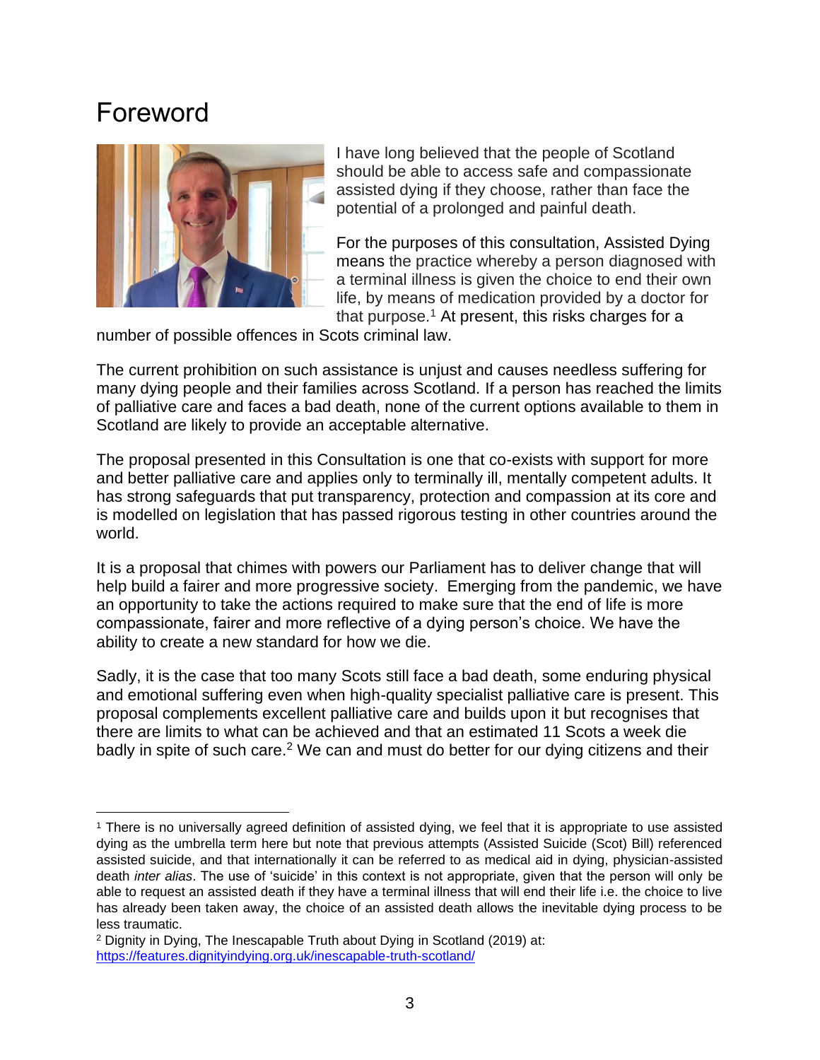# Foreword

I have long believed that the people of Scotland should be able to access safe and compassionate assisted dying if they choose, rather than face the potential of a prolonged and painful death.

For the purposes of this consultation, Assisted Dying means the practice whereby a person diagnosed with a terminal illness is given the choice to end their own life, by means of medication provided by a doctor for that purpose.[1] At present, this risks charges for a number of possible offences in Scots criminal law.

The current prohibition on such assistance is unjust and causes needless suffering for many dying people and their families across Scotland. If a person has reached the limits of palliative care and faces a bad death, none of the current options available to them in Scotland are likely to provide an acceptable alternative.

The proposal presented in this Consultation is one that co-exists with support for more and better palliative care and applies only to terminally ill, mentally competent adults. It has strong safeguards that put transparency, protection and compassion at its core and is modelled on legislation that has passed rigorous testing in other countries around the world.

It is a proposal that chimes with powers our Parliament has to deliver change that will help build a fairer and more progressive society. Emerging from the pandemic, we have an opportunity to take the actions required to make sure that the end of life is more compassionate, fairer and more reflective of a dying person's choice. We have the ability to create a new standard for how we die.

Sadly, it is the case that too many Scots still face a bad death, some enduring physical and emotional suffering even when high-quality specialist palliative care is present. This proposal complements excellent palliative care and builds upon it but recognises that there are limits to what can be achieved and that an estimated 11 Scots a week die badly in spite of such care.[2] We can and must do better for our dying citizens and their

---

[1] There is no universally agreed definition of assisted dying, we feel that it is appropriate to use assisted dying as the umbrella term here but note that previous attempts (Assisted Suicide (Scot) Bill) referenced assisted suicide, and that internationally it can be referred to as medical aid in dying, physician-assisted death *inter alias*. The use of 'suicide' in this context is not appropriate, given that the person will only be able to request an assisted death if they have a terminal illness that will end their life i.e. the choice to live has already been taken away, the choice of an assisted death allows the inevitable dying process to be less traumatic.

[2] Dignity in Dying, The Inescapable Truth about Dying in Scotland (2019) at: https://features.dignityindying.org.uk/inescapable-truth-scotland/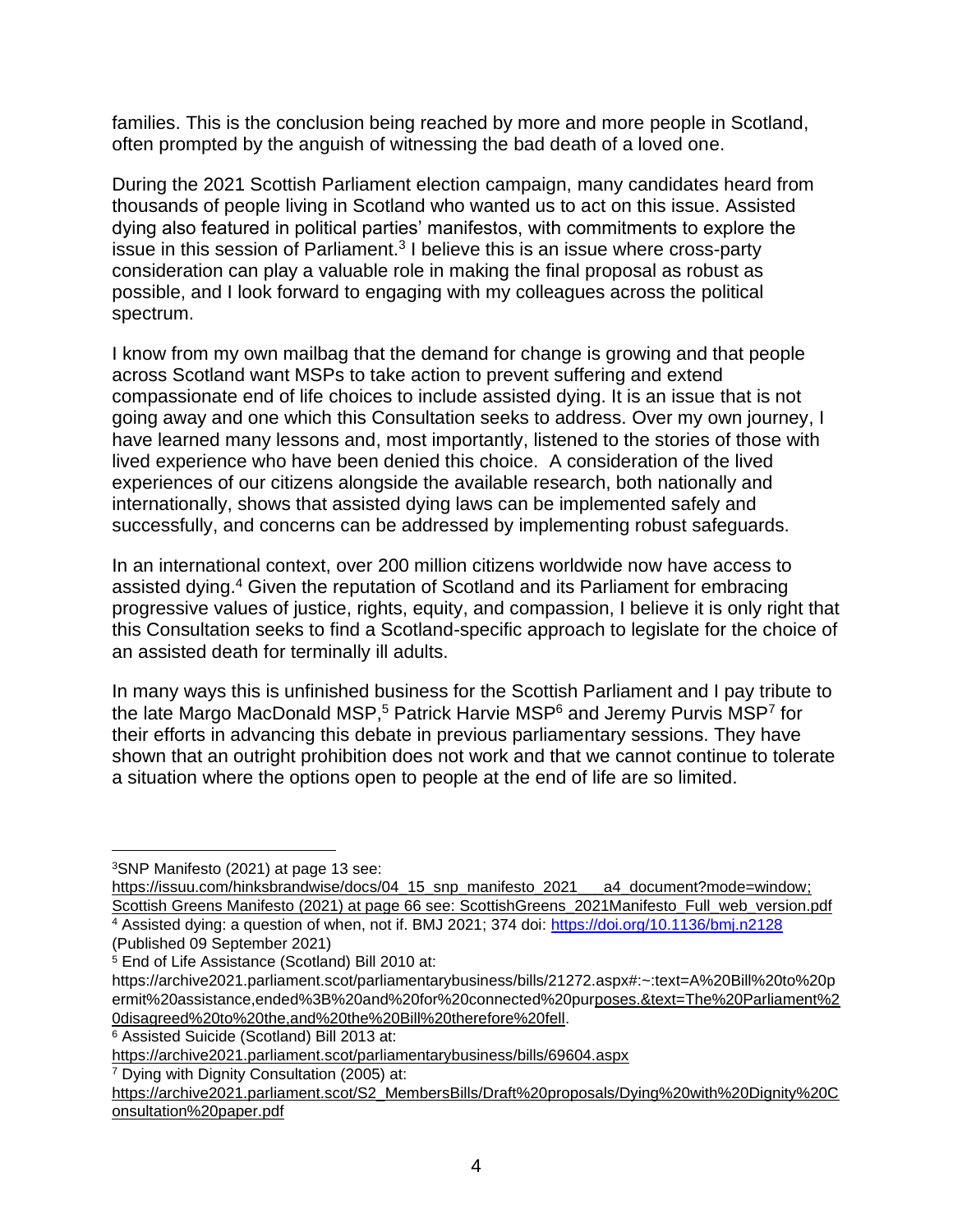families. This is the conclusion being reached by more and more people in Scotland, often prompted by the anguish of witnessing the bad death of a loved one.

During the 2021 Scottish Parliament election campaign, many candidates heard from thousands of people living in Scotland who wanted us to act on this issue. Assisted dying also featured in political parties' manifestos, with commitments to explore the issue in this session of Parliament.[3] I believe this is an issue where cross-party consideration can play a valuable role in making the final proposal as robust as possible, and I look forward to engaging with my colleagues across the political spectrum.

I know from my own mailbag that the demand for change is growing and that people across Scotland want MSPs to take action to prevent suffering and extend compassionate end of life choices to include assisted dying. It is an issue that is not going away and one which this Consultation seeks to address. Over my own journey, I have learned many lessons and, most importantly, listened to the stories of those with lived experience who have been denied this choice. A consideration of the lived experiences of our citizens alongside the available research, both nationally and internationally, shows that assisted dying laws can be implemented safely and successfully, and concerns can be addressed by implementing robust safeguards.

In an international context, over 200 million citizens worldwide now have access to assisted dying.[4] Given the reputation of Scotland and its Parliament for embracing progressive values of justice, rights, equity, and compassion, I believe it is only right that this Consultation seeks to find a Scotland-specific approach to legislate for the choice of an assisted death for terminally ill adults.

In many ways this is unfinished business for the Scottish Parliament and I pay tribute to the late Margo MacDonald MSP,[5] Patrick Harvie MSP[6] and Jeremy Purvis MSP[7] for their efforts in advancing this debate in previous parliamentary sessions. They have shown that an outright prohibition does not work and that we cannot continue to tolerate a situation where the options open to people at the end of life are so limited.

---

[3] SNP Manifesto (2021) at page 13 see: https://issuu.com/hinksbrandwise/docs/04_15_snp_manifesto_2021___a4_document?mode=window; Scottish Greens Manifesto (2021) at page 66 see: ScottishGreens_2021Manifesto_Full_web_version.pdf

[4] Assisted dying: a question of when, not if. BMJ 2021; 374 doi: https://doi.org/10.1136/bmj.n2128 (Published 09 September 2021)

[5] End of Life Assistance (Scotland) Bill 2010 at: https://archive2021.parliament.scot/parliamentarybusiness/bills/21272.aspx#:~:text=A%20Bill%20to%20permit%20assistance,ended%3B%20and%20for%20connected%20purposes.&text=The%20Parliament%20disagreed%20to%20the,and%20the%20Bill%20therefore%20fell.

[6] Assisted Suicide (Scotland) Bill 2013 at: https://archive2021.parliament.scot/parliamentarybusiness/bills/69604.aspx

[7] Dying with Dignity Consultation (2005) at: https://archive2021.parliament.scot/S2_MembersBills/Draft%20proposals/Dying%20with%20Dignity%20Consultation%20paper.pdf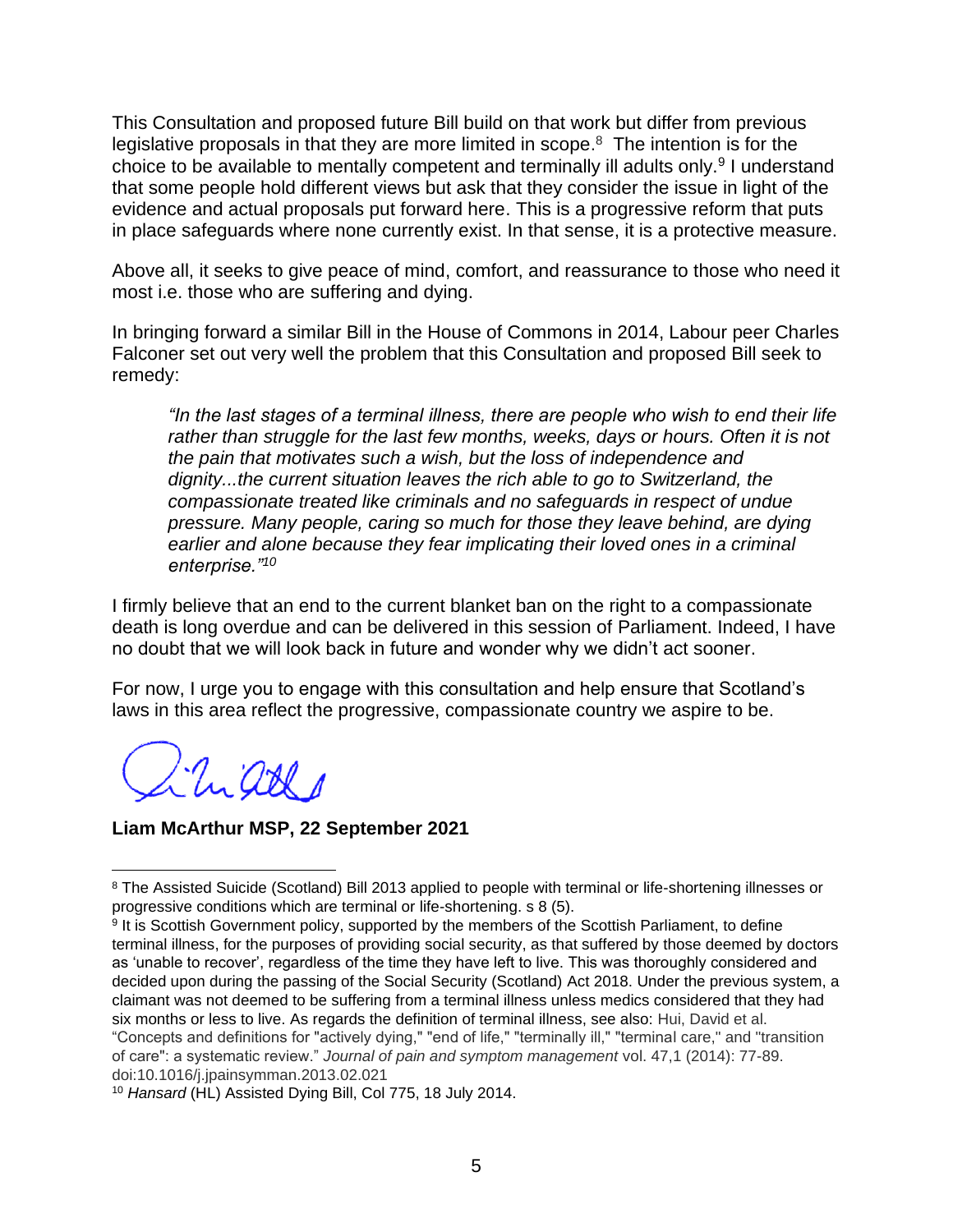This Consultation and proposed future Bill build on that work but differ from previous legislative proposals in that they are more limited in scope.[8] The intention is for the choice to be available to mentally competent and terminally ill adults only.[9] I understand that some people hold different views but ask that they consider the issue in light of the evidence and actual proposals put forward here. This is a progressive reform that puts in place safeguards where none currently exist. In that sense, it is a protective measure.

Above all, it seeks to give peace of mind, comfort, and reassurance to those who need it most i.e. those who are suffering and dying.

In bringing forward a similar Bill in the House of Commons in 2014, Labour peer Charles Falconer set out very well the problem that this Consultation and proposed Bill seek to remedy:

> *"In the last stages of a terminal illness, there are people who wish to end their life rather than struggle for the last few months, weeks, days or hours. Often it is not the pain that motivates such a wish, but the loss of independence and dignity...the current situation leaves the rich able to go to Switzerland, the compassionate treated like criminals and no safeguards in respect of undue pressure. Many people, caring so much for those they leave behind, are dying earlier and alone because they fear implicating their loved ones in a criminal enterprise."*[10]

I firmly believe that an end to the current blanket ban on the right to a compassionate death is long overdue and can be delivered in this session of Parliament. Indeed, I have no doubt that we will look back in future and wonder why we didn't act sooner.

For now, I urge you to engage with this consultation and help ensure that Scotland's laws in this area reflect the progressive, compassionate country we aspire to be.

**Liam McArthur MSP, 22 September 2021**

---

[8] The Assisted Suicide (Scotland) Bill 2013 applied to people with terminal or life-shortening illnesses or progressive conditions which are terminal or life-shortening. s 8 (5).

[9] It is Scottish Government policy, supported by the members of the Scottish Parliament, to define terminal illness, for the purposes of providing social security, as that suffered by those deemed by doctors as 'unable to recover', regardless of the time they have left to live. This was thoroughly considered and decided upon during the passing of the Social Security (Scotland) Act 2018. Under the previous system, a claimant was not deemed to be suffering from a terminal illness unless medics considered that they had six months or less to live. As regards the definition of terminal illness, see also: Hui, David et al. "Concepts and definitions for "actively dying," "end of life," "terminally ill," "terminal care," and "transition of care": a systematic review." *Journal of pain and symptom management* vol. 47,1 (2014): 77-89. doi:10.1016/j.jpainsymman.2013.02.021

[10] *Hansard* (HL) Assisted Dying Bill, Col 775, 18 July 2014.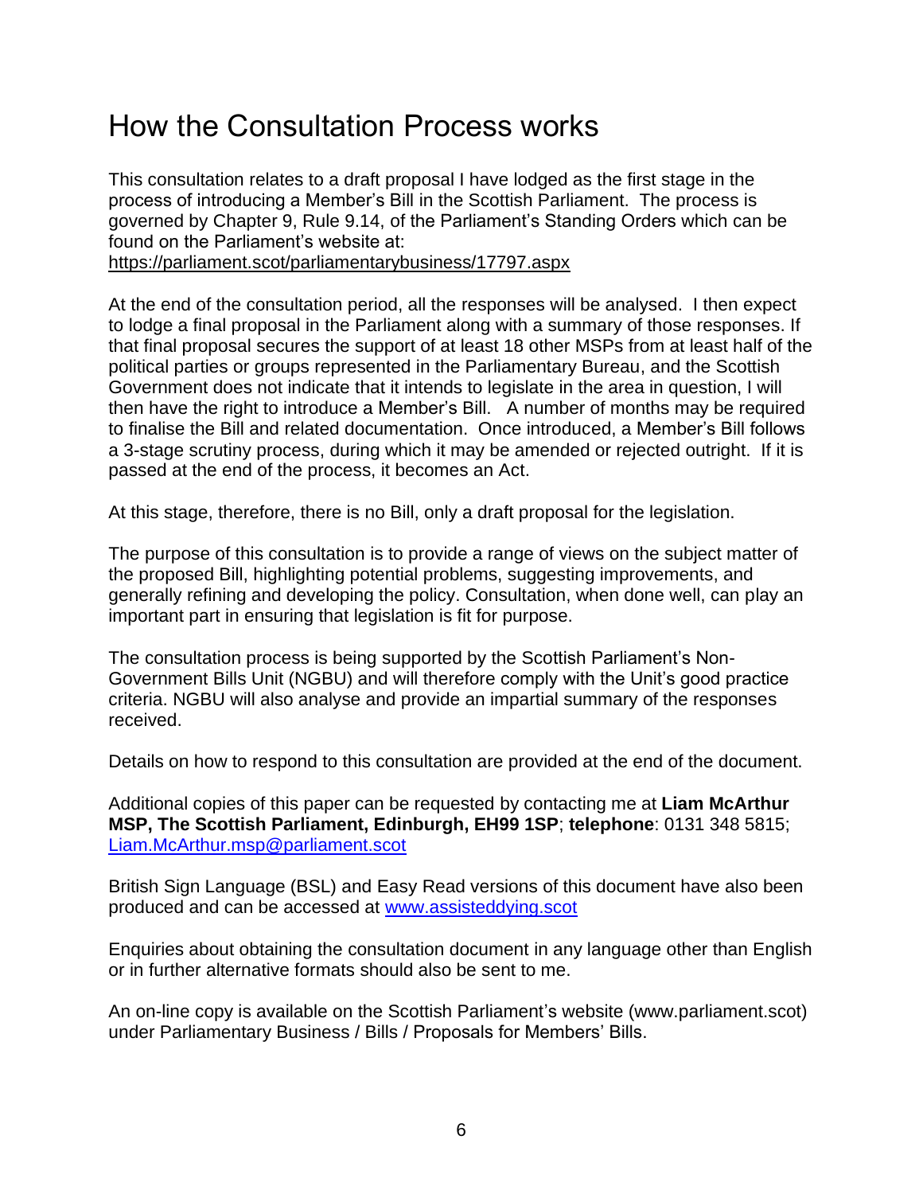# How the Consultation Process works

This consultation relates to a draft proposal I have lodged as the first stage in the process of introducing a Member's Bill in the Scottish Parliament. The process is governed by Chapter 9, Rule 9.14, of the Parliament's Standing Orders which can be found on the Parliament's website at:
https://parliament.scot/parliamentarybusiness/17797.aspx

At the end of the consultation period, all the responses will be analysed. I then expect to lodge a final proposal in the Parliament along with a summary of those responses. If that final proposal secures the support of at least 18 other MSPs from at least half of the political parties or groups represented in the Parliamentary Bureau, and the Scottish Government does not indicate that it intends to legislate in the area in question, I will then have the right to introduce a Member's Bill. A number of months may be required to finalise the Bill and related documentation. Once introduced, a Member's Bill follows a 3-stage scrutiny process, during which it may be amended or rejected outright. If it is passed at the end of the process, it becomes an Act.

At this stage, therefore, there is no Bill, only a draft proposal for the legislation.

The purpose of this consultation is to provide a range of views on the subject matter of the proposed Bill, highlighting potential problems, suggesting improvements, and generally refining and developing the policy. Consultation, when done well, can play an important part in ensuring that legislation is fit for purpose.

The consultation process is being supported by the Scottish Parliament's Non-Government Bills Unit (NGBU) and will therefore comply with the Unit's good practice criteria. NGBU will also analyse and provide an impartial summary of the responses received.

Details on how to respond to this consultation are provided at the end of the document.

Additional copies of this paper can be requested by contacting me at **Liam McArthur MSP, The Scottish Parliament, Edinburgh, EH99 1SP**; **telephone**: 0131 348 5815; Liam.McArthur.msp@parliament.scot

British Sign Language (BSL) and Easy Read versions of this document have also been produced and can be accessed at www.assisteddying.scot

Enquiries about obtaining the consultation document in any language other than English or in further alternative formats should also be sent to me.

An on-line copy is available on the Scottish Parliament's website (www.parliament.scot) under Parliamentary Business / Bills / Proposals for Members' Bills.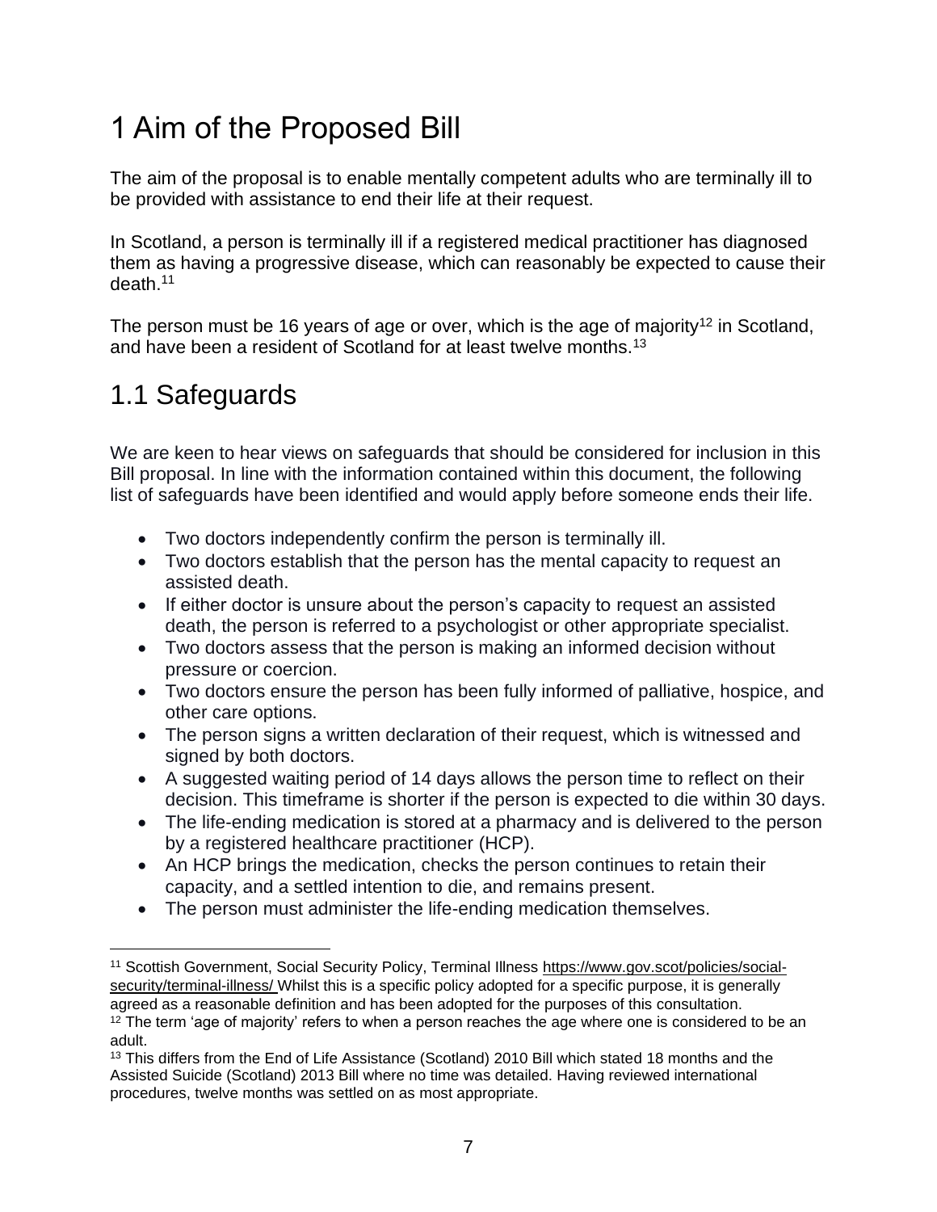# 1 Aim of the Proposed Bill

The aim of the proposal is to enable mentally competent adults who are terminally ill to be provided with assistance to end their life at their request.

In Scotland, a person is terminally ill if a registered medical practitioner has diagnosed them as having a progressive disease, which can reasonably be expected to cause their death.[11]

The person must be 16 years of age or over, which is the age of majority[12] in Scotland, and have been a resident of Scotland for at least twelve months.[13]

## 1.1 Safeguards

We are keen to hear views on safeguards that should be considered for inclusion in this Bill proposal. In line with the information contained within this document, the following list of safeguards have been identified and would apply before someone ends their life.

- Two doctors independently confirm the person is terminally ill.
- Two doctors establish that the person has the mental capacity to request an assisted death.
- If either doctor is unsure about the person's capacity to request an assisted death, the person is referred to a psychologist or other appropriate specialist.
- Two doctors assess that the person is making an informed decision without pressure or coercion.
- Two doctors ensure the person has been fully informed of palliative, hospice, and other care options.
- The person signs a written declaration of their request, which is witnessed and signed by both doctors.
- A suggested waiting period of 14 days allows the person time to reflect on their decision. This timeframe is shorter if the person is expected to die within 30 days.
- The life-ending medication is stored at a pharmacy and is delivered to the person by a registered healthcare practitioner (HCP).
- An HCP brings the medication, checks the person continues to retain their capacity, and a settled intention to die, and remains present.
- The person must administer the life-ending medication themselves.

---

[11] Scottish Government, Social Security Policy, Terminal Illness https://www.gov.scot/policies/social-security/terminal-illness/ Whilst this is a specific policy adopted for a specific purpose, it is generally agreed as a reasonable definition and has been adopted for the purposes of this consultation.

[12] The term 'age of majority' refers to when a person reaches the age where one is considered to be an adult.

[13] This differs from the End of Life Assistance (Scotland) 2010 Bill which stated 18 months and the Assisted Suicide (Scotland) 2013 Bill where no time was detailed. Having reviewed international procedures, twelve months was settled on as most appropriate.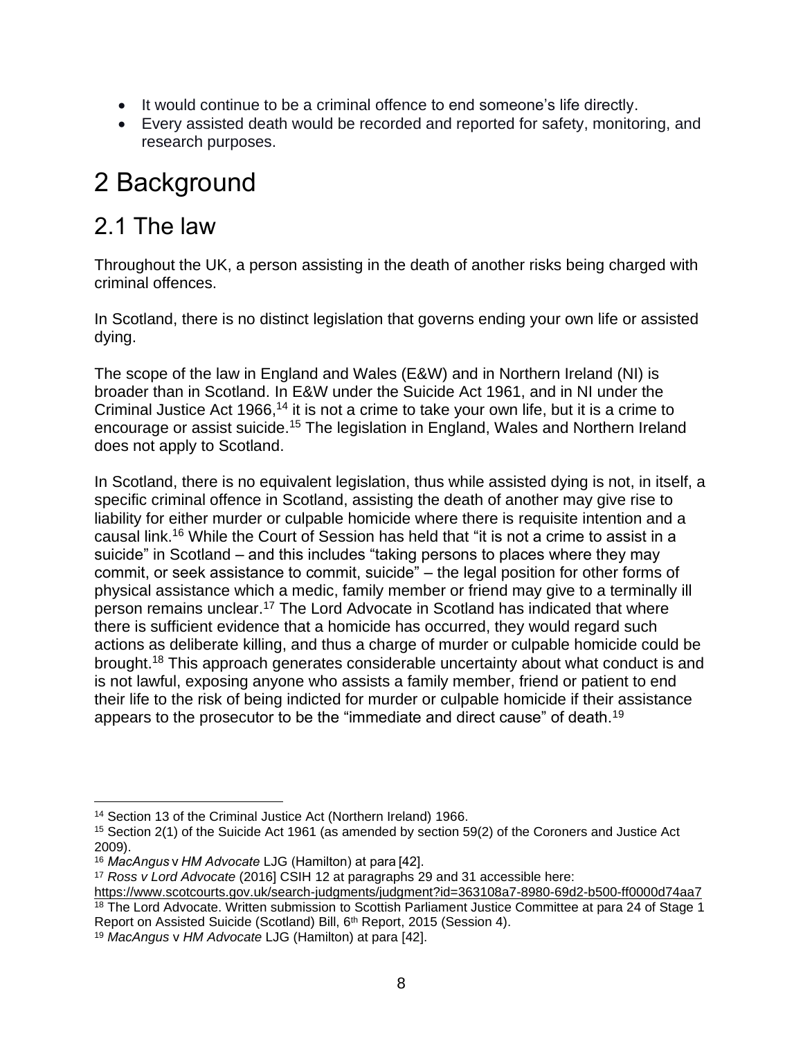- It would continue to be a criminal offence to end someone's life directly.
- Every assisted death would be recorded and reported for safety, monitoring, and research purposes.

# 2 Background

## 2.1 The law

Throughout the UK, a person assisting in the death of another risks being charged with criminal offences.

In Scotland, there is no distinct legislation that governs ending your own life or assisted dying.

The scope of the law in England and Wales (E&W) and in Northern Ireland (NI) is broader than in Scotland. In E&W under the Suicide Act 1961, and in NI under the Criminal Justice Act 1966,[14] it is not a crime to take your own life, but it is a crime to encourage or assist suicide.[15] The legislation in England, Wales and Northern Ireland does not apply to Scotland.

In Scotland, there is no equivalent legislation, thus while assisted dying is not, in itself, a specific criminal offence in Scotland, assisting the death of another may give rise to liability for either murder or culpable homicide where there is requisite intention and a causal link.[16] While the Court of Session has held that "it is not a crime to assist in a suicide" in Scotland – and this includes "taking persons to places where they may commit, or seek assistance to commit, suicide" – the legal position for other forms of physical assistance which a medic, family member or friend may give to a terminally ill person remains unclear.[17] The Lord Advocate in Scotland has indicated that where there is sufficient evidence that a homicide has occurred, they would regard such actions as deliberate killing, and thus a charge of murder or culpable homicide could be brought.[18] This approach generates considerable uncertainty about what conduct is and is not lawful, exposing anyone who assists a family member, friend or patient to end their life to the risk of being indicted for murder or culpable homicide if their assistance appears to the prosecutor to be the "immediate and direct cause" of death.[19]

---

[14] Section 13 of the Criminal Justice Act (Northern Ireland) 1966.

[15] Section 2(1) of the Suicide Act 1961 (as amended by section 59(2) of the Coroners and Justice Act 2009).

[16] *MacAngus* v *HM Advocate* LJG (Hamilton) at para [42].

[17] *Ross v Lord Advocate* (2016] CSIH 12 at paragraphs 29 and 31 accessible here: https://www.scotcourts.gov.uk/search-judgments/judgment?id=363108a7-8980-69d2-b500-ff0000d74aa7

[18] The Lord Advocate. Written submission to Scottish Parliament Justice Committee at para 24 of Stage 1 Report on Assisted Suicide (Scotland) Bill, 6th Report, 2015 (Session 4).

[19] *MacAngus* v *HM Advocate* LJG (Hamilton) at para [42].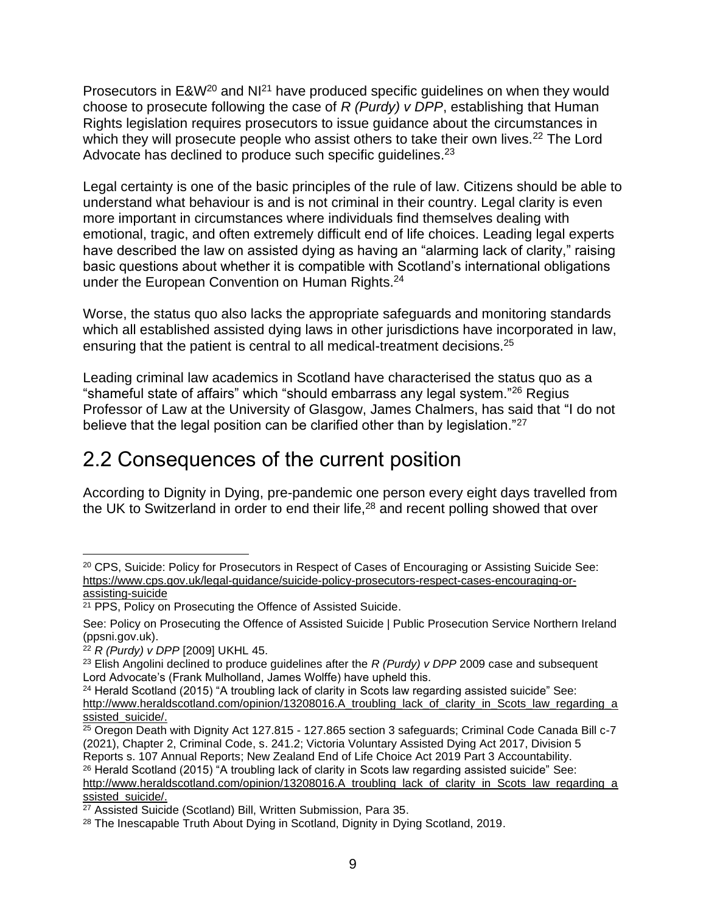Prosecutors in E&W[20] and NI[21] have produced specific guidelines on when they would choose to prosecute following the case of *R (Purdy) v DPP*, establishing that Human Rights legislation requires prosecutors to issue guidance about the circumstances in which they will prosecute people who assist others to take their own lives.[22] The Lord Advocate has declined to produce such specific guidelines.[23]

Legal certainty is one of the basic principles of the rule of law. Citizens should be able to understand what behaviour is and is not criminal in their country. Legal clarity is even more important in circumstances where individuals find themselves dealing with emotional, tragic, and often extremely difficult end of life choices. Leading legal experts have described the law on assisted dying as having an "alarming lack of clarity," raising basic questions about whether it is compatible with Scotland's international obligations under the European Convention on Human Rights.[24]

Worse, the status quo also lacks the appropriate safeguards and monitoring standards which all established assisted dying laws in other jurisdictions have incorporated in law, ensuring that the patient is central to all medical-treatment decisions.[25]

Leading criminal law academics in Scotland have characterised the status quo as a "shameful state of affairs" which "should embarrass any legal system."[26] Regius Professor of Law at the University of Glasgow, James Chalmers, has said that "I do not believe that the legal position can be clarified other than by legislation."[27]

## 2.2 Consequences of the current position

According to Dignity in Dying, pre-pandemic one person every eight days travelled from the UK to Switzerland in order to end their life,[28] and recent polling showed that over

---

[20] CPS, Suicide: Policy for Prosecutors in Respect of Cases of Encouraging or Assisting Suicide See: https://www.cps.gov.uk/legal-guidance/suicide-policy-prosecutors-respect-cases-encouraging-or-assisting-suicide

[21] PPS, Policy on Prosecuting the Offence of Assisted Suicide.

See: Policy on Prosecuting the Offence of Assisted Suicide | Public Prosecution Service Northern Ireland (ppsni.gov.uk).

[22] *R (Purdy) v DPP* [2009] UKHL 45.

[23] Elish Angolini declined to produce guidelines after the *R (Purdy) v DPP* 2009 case and subsequent Lord Advocate's (Frank Mulholland, James Wolffe) have upheld this.

[24] Herald Scotland (2015) "A troubling lack of clarity in Scots law regarding assisted suicide" See: http://www.heraldscotland.com/opinion/13208016.A_troubling_lack_of_clarity_in_Scots_law_regarding_assisted_suicide/.

[25] Oregon Death with Dignity Act 127.815 - 127.865 section 3 safeguards; Criminal Code Canada Bill c-7 (2021), Chapter 2, Criminal Code, s. 241.2; Victoria Voluntary Assisted Dying Act 2017, Division 5 Reports s. 107 Annual Reports; New Zealand End of Life Choice Act 2019 Part 3 Accountability.

[26] Herald Scotland (2015) "A troubling lack of clarity in Scots law regarding assisted suicide" See: http://www.heraldscotland.com/opinion/13208016.A_troubling_lack_of_clarity_in_Scots_law_regarding_assisted_suicide/.

[27] Assisted Suicide (Scotland) Bill, Written Submission, Para 35.

[28] The Inescapable Truth About Dying in Scotland, Dignity in Dying Scotland, 2019.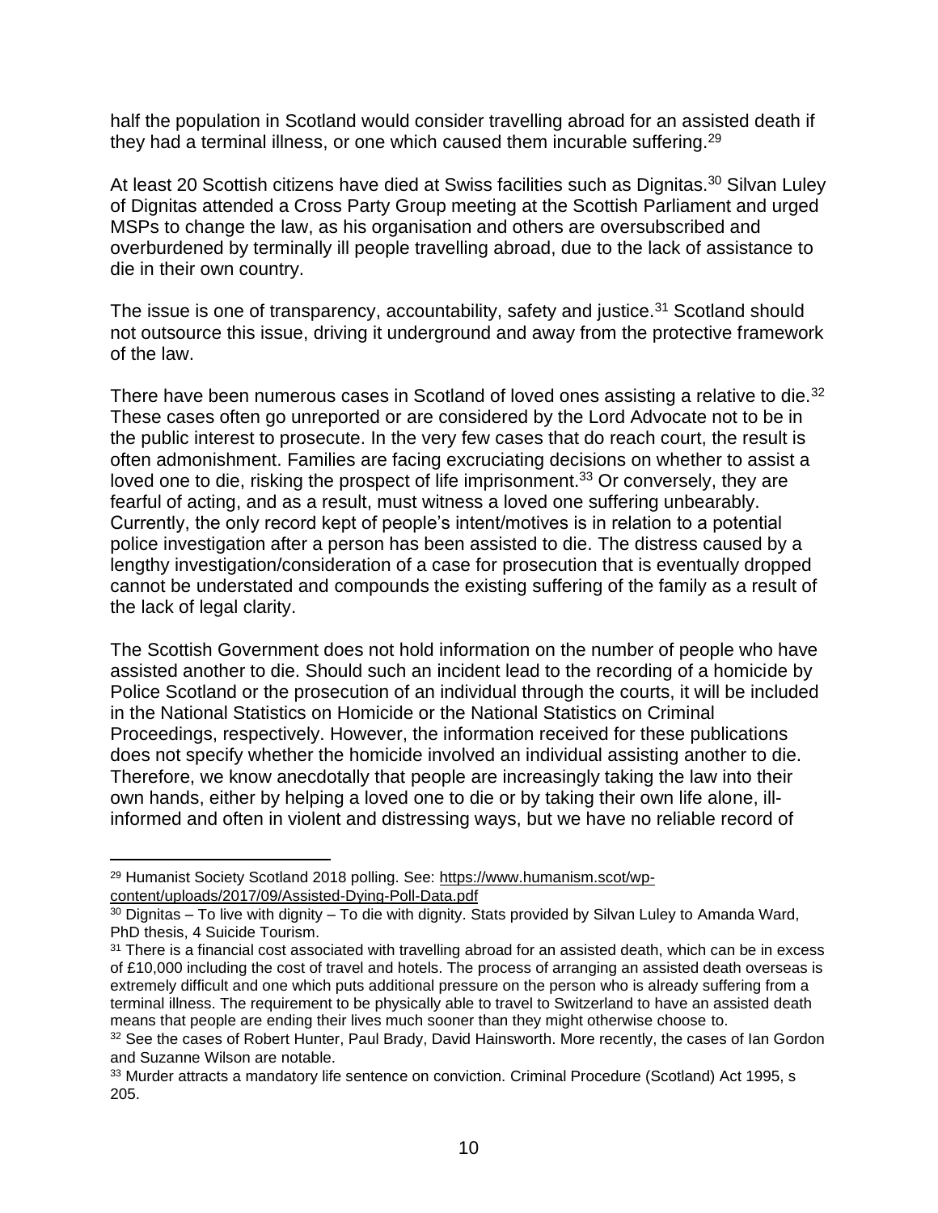half the population in Scotland would consider travelling abroad for an assisted death if they had a terminal illness, or one which caused them incurable suffering.[29]

At least 20 Scottish citizens have died at Swiss facilities such as Dignitas.[30] Silvan Luley of Dignitas attended a Cross Party Group meeting at the Scottish Parliament and urged MSPs to change the law, as his organisation and others are oversubscribed and overburdened by terminally ill people travelling abroad, due to the lack of assistance to die in their own country.

The issue is one of transparency, accountability, safety and justice.[31] Scotland should not outsource this issue, driving it underground and away from the protective framework of the law.

There have been numerous cases in Scotland of loved ones assisting a relative to die.[32] These cases often go unreported or are considered by the Lord Advocate not to be in the public interest to prosecute. In the very few cases that do reach court, the result is often admonishment. Families are facing excruciating decisions on whether to assist a loved one to die, risking the prospect of life imprisonment.[33] Or conversely, they are fearful of acting, and as a result, must witness a loved one suffering unbearably. Currently, the only record kept of people's intent/motives is in relation to a potential police investigation after a person has been assisted to die. The distress caused by a lengthy investigation/consideration of a case for prosecution that is eventually dropped cannot be understated and compounds the existing suffering of the family as a result of the lack of legal clarity.

The Scottish Government does not hold information on the number of people who have assisted another to die. Should such an incident lead to the recording of a homicide by Police Scotland or the prosecution of an individual through the courts, it will be included in the National Statistics on Homicide or the National Statistics on Criminal Proceedings, respectively. However, the information received for these publications does not specify whether the homicide involved an individual assisting another to die. Therefore, we know anecdotally that people are increasingly taking the law into their own hands, either by helping a loved one to die or by taking their own life alone, ill-informed and often in violent and distressing ways, but we have no reliable record of

---

[29] Humanist Society Scotland 2018 polling. See: https://www.humanism.scot/wp-content/uploads/2017/09/Assisted-Dying-Poll-Data.pdf

[30] Dignitas – To live with dignity – To die with dignity. Stats provided by Silvan Luley to Amanda Ward, PhD thesis, 4 Suicide Tourism.

[31] There is a financial cost associated with travelling abroad for an assisted death, which can be in excess of £10,000 including the cost of travel and hotels. The process of arranging an assisted death overseas is extremely difficult and one which puts additional pressure on the person who is already suffering from a terminal illness. The requirement to be physically able to travel to Switzerland to have an assisted death means that people are ending their lives much sooner than they might otherwise choose to.

[32] See the cases of Robert Hunter, Paul Brady, David Hainsworth. More recently, the cases of Ian Gordon and Suzanne Wilson are notable.

[33] Murder attracts a mandatory life sentence on conviction. Criminal Procedure (Scotland) Act 1995, s 205.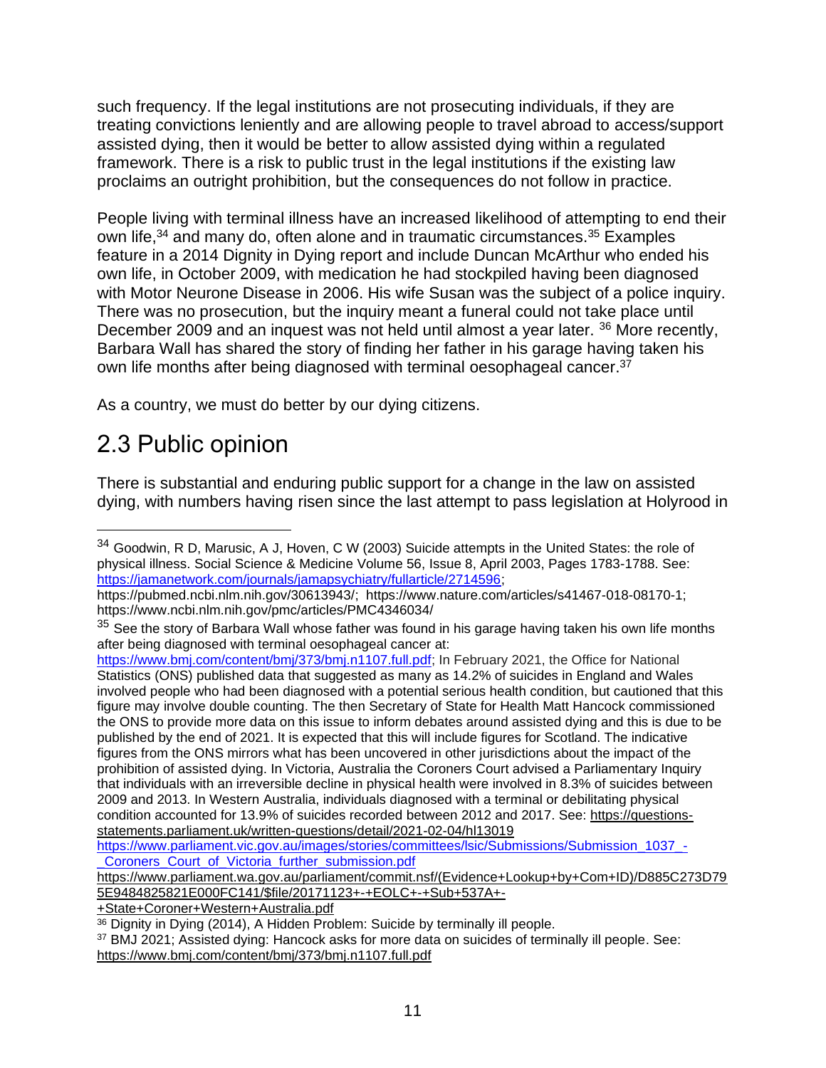such frequency. If the legal institutions are not prosecuting individuals, if they are treating convictions leniently and are allowing people to travel abroad to access/support assisted dying, then it would be better to allow assisted dying within a regulated framework. There is a risk to public trust in the legal institutions if the existing law proclaims an outright prohibition, but the consequences do not follow in practice.

People living with terminal illness have an increased likelihood of attempting to end their own life,[34] and many do, often alone and in traumatic circumstances.[35] Examples feature in a 2014 Dignity in Dying report and include Duncan McArthur who ended his own life, in October 2009, with medication he had stockpiled having been diagnosed with Motor Neurone Disease in 2006. His wife Susan was the subject of a police inquiry. There was no prosecution, but the inquiry meant a funeral could not take place until December 2009 and an inquest was not held until almost a year later. [36] More recently, Barbara Wall has shared the story of finding her father in his garage having taken his own life months after being diagnosed with terminal oesophageal cancer.[37]

As a country, we must do better by our dying citizens.

## 2.3 Public opinion

There is substantial and enduring public support for a change in the law on assisted dying, with numbers having risen since the last attempt to pass legislation at Holyrood in

---

[34] Goodwin, R D, Marusic, A J, Hoven, C W (2003) Suicide attempts in the United States: the role of physical illness. Social Science & Medicine Volume 56, Issue 8, April 2003, Pages 1783-1788. See: https://jamanetwork.com/journals/jamapsychiatry/fullarticle/2714596; https://pubmed.ncbi.nlm.nih.gov/30613943/; https://www.nature.com/articles/s41467-018-08170-1; https://www.ncbi.nlm.nih.gov/pmc/articles/PMC4346034/

[35] See the story of Barbara Wall whose father was found in his garage having taken his own life months after being diagnosed with terminal oesophageal cancer at: https://www.bmj.com/content/bmj/373/bmj.n1107.full.pdf; In February 2021, the Office for National Statistics (ONS) published data that suggested as many as 14.2% of suicides in England and Wales involved people who had been diagnosed with a potential serious health condition, but cautioned that this figure may involve double counting. The then Secretary of State for Health Matt Hancock commissioned the ONS to provide more data on this issue to inform debates around assisted dying and this is due to be published by the end of 2021. It is expected that this will include figures for Scotland. The indicative figures from the ONS mirrors what has been uncovered in other jurisdictions about the impact of the prohibition of assisted dying. In Victoria, Australia the Coroners Court advised a Parliamentary Inquiry that individuals with an irreversible decline in physical health were involved in 8.3% of suicides between 2009 and 2013. In Western Australia, individuals diagnosed with a terminal or debilitating physical condition accounted for 13.9% of suicides recorded between 2012 and 2017. See: https://questions-statements.parliament.uk/written-questions/detail/2021-02-04/hl13019 https://www.parliament.vic.gov.au/images/stories/committees/lsic/Submissions/Submission_1037_-_Coroners_Court_of_Victoria_further_submission.pdf https://www.parliament.wa.gov.au/parliament/commit.nsf/(Evidence+Lookup+by+Com+ID)/D885C273D795E9484825821E000FC141/$file/20171123+-+EOLC+-+Sub+537A+-+State+Coroner+Western+Australia.pdf

[36] Dignity in Dying (2014), A Hidden Problem: Suicide by terminally ill people.

[37] BMJ 2021; Assisted dying: Hancock asks for more data on suicides of terminally ill people. See: https://www.bmj.com/content/bmj/373/bmj.n1107.full.pdf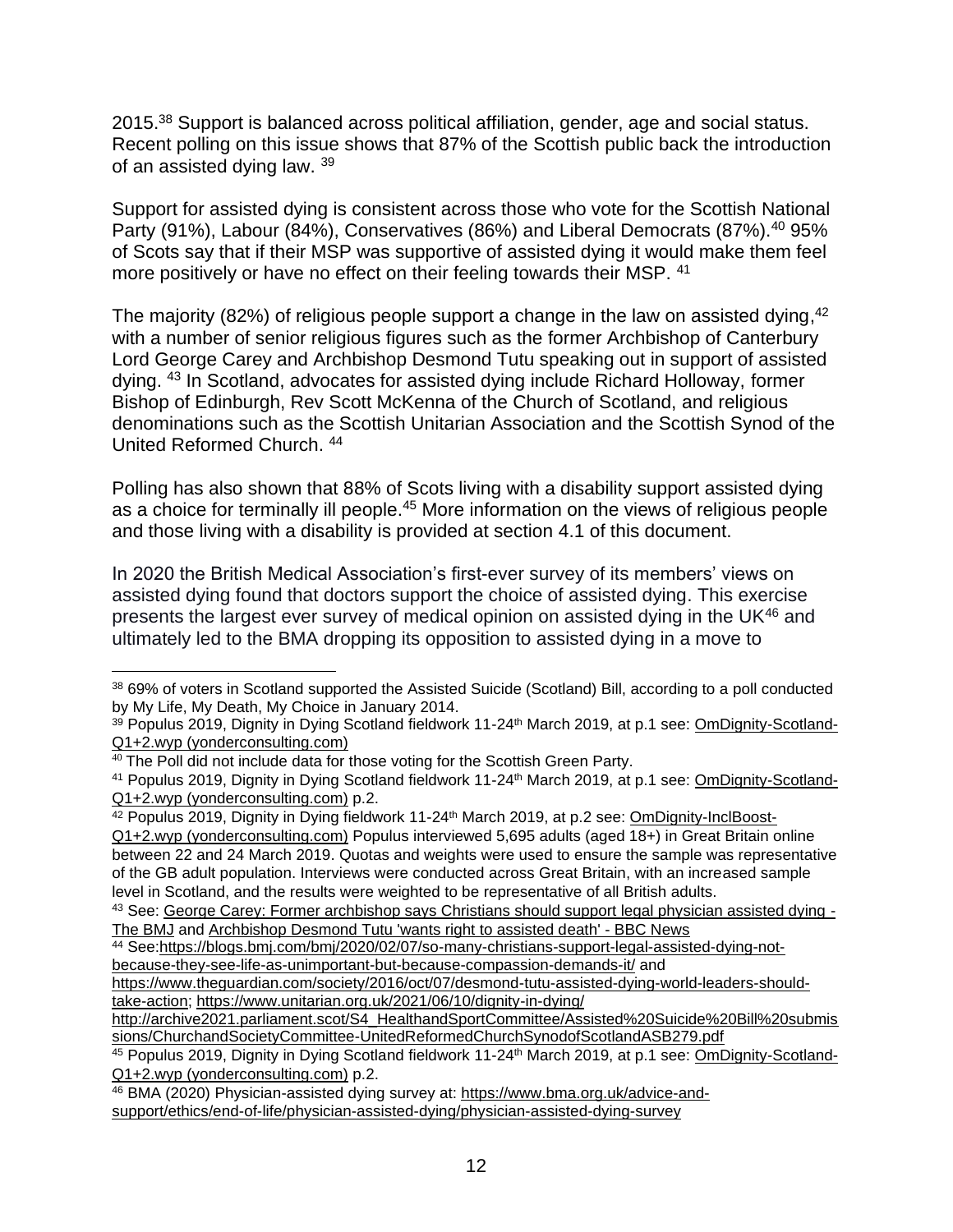2015.[38] Support is balanced across political affiliation, gender, age and social status. Recent polling on this issue shows that 87% of the Scottish public back the introduction of an assisted dying law. [39]

Support for assisted dying is consistent across those who vote for the Scottish National Party (91%), Labour (84%), Conservatives (86%) and Liberal Democrats (87%).[40] 95% of Scots say that if their MSP was supportive of assisted dying it would make them feel more positively or have no effect on their feeling towards their MSP. [41]

The majority (82%) of religious people support a change in the law on assisted dying,[42] with a number of senior religious figures such as the former Archbishop of Canterbury Lord George Carey and Archbishop Desmond Tutu speaking out in support of assisted dying. [43] In Scotland, advocates for assisted dying include Richard Holloway, former Bishop of Edinburgh, Rev Scott McKenna of the Church of Scotland, and religious denominations such as the Scottish Unitarian Association and the Scottish Synod of the United Reformed Church. [44]

Polling has also shown that 88% of Scots living with a disability support assisted dying as a choice for terminally ill people.[45] More information on the views of religious people and those living with a disability is provided at section 4.1 of this document.

In 2020 the British Medical Association's first-ever survey of its members' views on assisted dying found that doctors support the choice of assisted dying. This exercise presents the largest ever survey of medical opinion on assisted dying in the UK[46] and ultimately led to the BMA dropping its opposition to assisted dying in a move to

---

[38] 69% of voters in Scotland supported the Assisted Suicide (Scotland) Bill, according to a poll conducted by My Life, My Death, My Choice in January 2014.

[39] Populus 2019, Dignity in Dying Scotland fieldwork 11-24th March 2019, at p.1 see: OmDignity-Scotland-Q1+2.wyp (yonderconsulting.com)

[40] The Poll did not include data for those voting for the Scottish Green Party.

[41] Populus 2019, Dignity in Dying Scotland fieldwork 11-24th March 2019, at p.1 see: OmDignity-Scotland-Q1+2.wyp (yonderconsulting.com) p.2.

[42] Populus 2019, Dignity in Dying fieldwork 11-24th March 2019, at p.2 see: OmDignity-InclBoost-Q1+2.wyp (yonderconsulting.com) Populus interviewed 5,695 adults (aged 18+) in Great Britain online between 22 and 24 March 2019. Quotas and weights were used to ensure the sample was representative of the GB adult population. Interviews were conducted across Great Britain, with an increased sample level in Scotland, and the results were weighted to be representative of all British adults.

[43] See: George Carey: Former archbishop says Christians should support legal physician assisted dying - The BMJ and Archbishop Desmond Tutu 'wants right to assisted death' - BBC News

[44] See: https://blogs.bmj.com/bmj/2020/02/07/so-many-christians-support-legal-assisted-dying-not-because-they-see-life-as-unimportant-but-because-compassion-demands-it/ and https://www.theguardian.com/society/2016/oct/07/desmond-tutu-assisted-dying-world-leaders-should-take-action; https://www.unitarian.org.uk/2021/06/10/dignity-in-dying/ http://archive2021.parliament.scot/S4_HealthandSportCommittee/Assisted%20Suicide%20Bill%20submissions/ChurchandSocietyCommittee-UnitedReformedChurchSynodofScotlandASB279.pdf

[45] Populus 2019, Dignity in Dying Scotland fieldwork 11-24th March 2019, at p.1 see: OmDignity-Scotland-Q1+2.wyp (yonderconsulting.com) p.2.

[46] BMA (2020) Physician-assisted dying survey at: https://www.bma.org.uk/advice-and-support/ethics/end-of-life/physician-assisted-dying/physician-assisted-dying-survey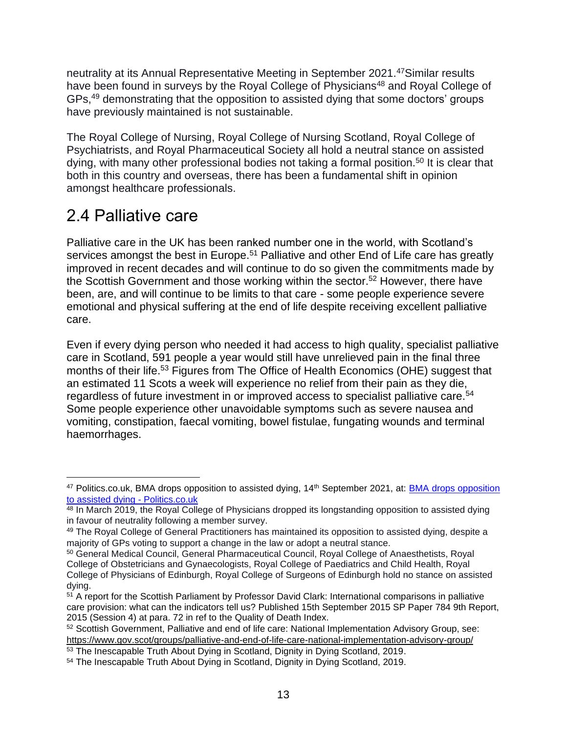neutrality at its Annual Representative Meeting in September 2021.[47] Similar results have been found in surveys by the Royal College of Physicians[48] and Royal College of GPs,[49] demonstrating that the opposition to assisted dying that some doctors' groups have previously maintained is not sustainable.

The Royal College of Nursing, Royal College of Nursing Scotland, Royal College of Psychiatrists, and Royal Pharmaceutical Society all hold a neutral stance on assisted dying, with many other professional bodies not taking a formal position.[50] It is clear that both in this country and overseas, there has been a fundamental shift in opinion amongst healthcare professionals.

## 2.4 Palliative care

Palliative care in the UK has been ranked number one in the world, with Scotland's services amongst the best in Europe.[51] Palliative and other End of Life care has greatly improved in recent decades and will continue to do so given the commitments made by the Scottish Government and those working within the sector.[52] However, there have been, are, and will continue to be limits to that care - some people experience severe emotional and physical suffering at the end of life despite receiving excellent palliative care.

Even if every dying person who needed it had access to high quality, specialist palliative care in Scotland, 591 people a year would still have unrelieved pain in the final three months of their life.[53] Figures from The Office of Health Economics (OHE) suggest that an estimated 11 Scots a week will experience no relief from their pain as they die, regardless of future investment in or improved access to specialist palliative care.[54] Some people experience other unavoidable symptoms such as severe nausea and vomiting, constipation, faecal vomiting, bowel fistulae, fungating wounds and terminal haemorrhages.

---

[47] Politics.co.uk, BMA drops opposition to assisted dying, 14th September 2021, at: [BMA drops opposition to assisted dying - Politics.co.uk]

[48] In March 2019, the Royal College of Physicians dropped its longstanding opposition to assisted dying in favour of neutrality following a member survey.

[49] The Royal College of General Practitioners has maintained its opposition to assisted dying, despite a majority of GPs voting to support a change in the law or adopt a neutral stance.

[50] General Medical Council, General Pharmaceutical Council, Royal College of Anaesthetists, Royal College of Obstetricians and Gynaecologists, Royal College of Paediatrics and Child Health, Royal College of Physicians of Edinburgh, Royal College of Surgeons of Edinburgh hold no stance on assisted dying.

[51] A report for the Scottish Parliament by Professor David Clark: International comparisons in palliative care provision: what can the indicators tell us? Published 15th September 2015 SP Paper 784 9th Report, 2015 (Session 4) at para. 72 in ref to the Quality of Death Index.

[52] Scottish Government, Palliative and end of life care: National Implementation Advisory Group, see: https://www.gov.scot/groups/palliative-and-end-of-life-care-national-implementation-advisory-group/

[53] The Inescapable Truth About Dying in Scotland, Dignity in Dying Scotland, 2019.

[54] The Inescapable Truth About Dying in Scotland, Dignity in Dying Scotland, 2019.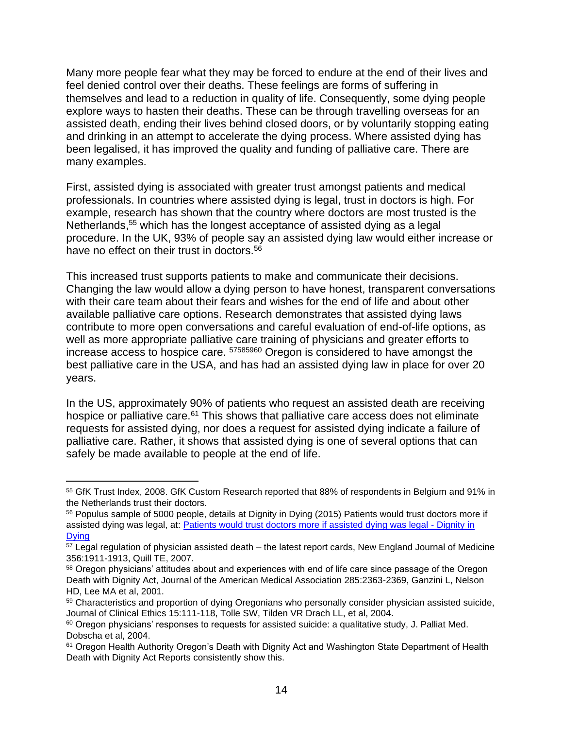Many more people fear what they may be forced to endure at the end of their lives and feel denied control over their deaths. These feelings are forms of suffering in themselves and lead to a reduction in quality of life. Consequently, some dying people explore ways to hasten their deaths. These can be through travelling overseas for an assisted death, ending their lives behind closed doors, or by voluntarily stopping eating and drinking in an attempt to accelerate the dying process. Where assisted dying has been legalised, it has improved the quality and funding of palliative care. There are many examples.

First, assisted dying is associated with greater trust amongst patients and medical professionals. In countries where assisted dying is legal, trust in doctors is high. For example, research has shown that the country where doctors are most trusted is the Netherlands,[55] which has the longest acceptance of assisted dying as a legal procedure. In the UK, 93% of people say an assisted dying law would either increase or have no effect on their trust in doctors.[56]

This increased trust supports patients to make and communicate their decisions. Changing the law would allow a dying person to have honest, transparent conversations with their care team about their fears and wishes for the end of life and about other available palliative care options. Research demonstrates that assisted dying laws contribute to more open conversations and careful evaluation of end-of-life options, as well as more appropriate palliative care training of physicians and greater efforts to increase access to hospice care. [57][58][59][60] Oregon is considered to have amongst the best palliative care in the USA, and has had an assisted dying law in place for over 20 years.

In the US, approximately 90% of patients who request an assisted death are receiving hospice or palliative care.[61] This shows that palliative care access does not eliminate requests for assisted dying, nor does a request for assisted dying indicate a failure of palliative care. Rather, it shows that assisted dying is one of several options that can safely be made available to people at the end of life.

---

[55] GfK Trust Index, 2008. GfK Custom Research reported that 88% of respondents in Belgium and 91% in the Netherlands trust their doctors.

[56] Populus sample of 5000 people, details at Dignity in Dying (2015) Patients would trust doctors more if assisted dying was legal, at: [Patients would trust doctors more if assisted dying was legal - Dignity in Dying]()

[57] Legal regulation of physician assisted death – the latest report cards, New England Journal of Medicine 356:1911-1913, Quill TE, 2007.

[58] Oregon physicians' attitudes about and experiences with end of life care since passage of the Oregon Death with Dignity Act, Journal of the American Medical Association 285:2363-2369, Ganzini L, Nelson HD, Lee MA et al, 2001.

[59] Characteristics and proportion of dying Oregonians who personally consider physician assisted suicide, Journal of Clinical Ethics 15:111-118, Tolle SW, Tilden VR Drach LL, et al, 2004.

[60] Oregon physicians' responses to requests for assisted suicide: a qualitative study, J. Palliat Med. Dobscha et al, 2004.

[61] Oregon Health Authority Oregon's Death with Dignity Act and Washington State Department of Health Death with Dignity Act Reports consistently show this.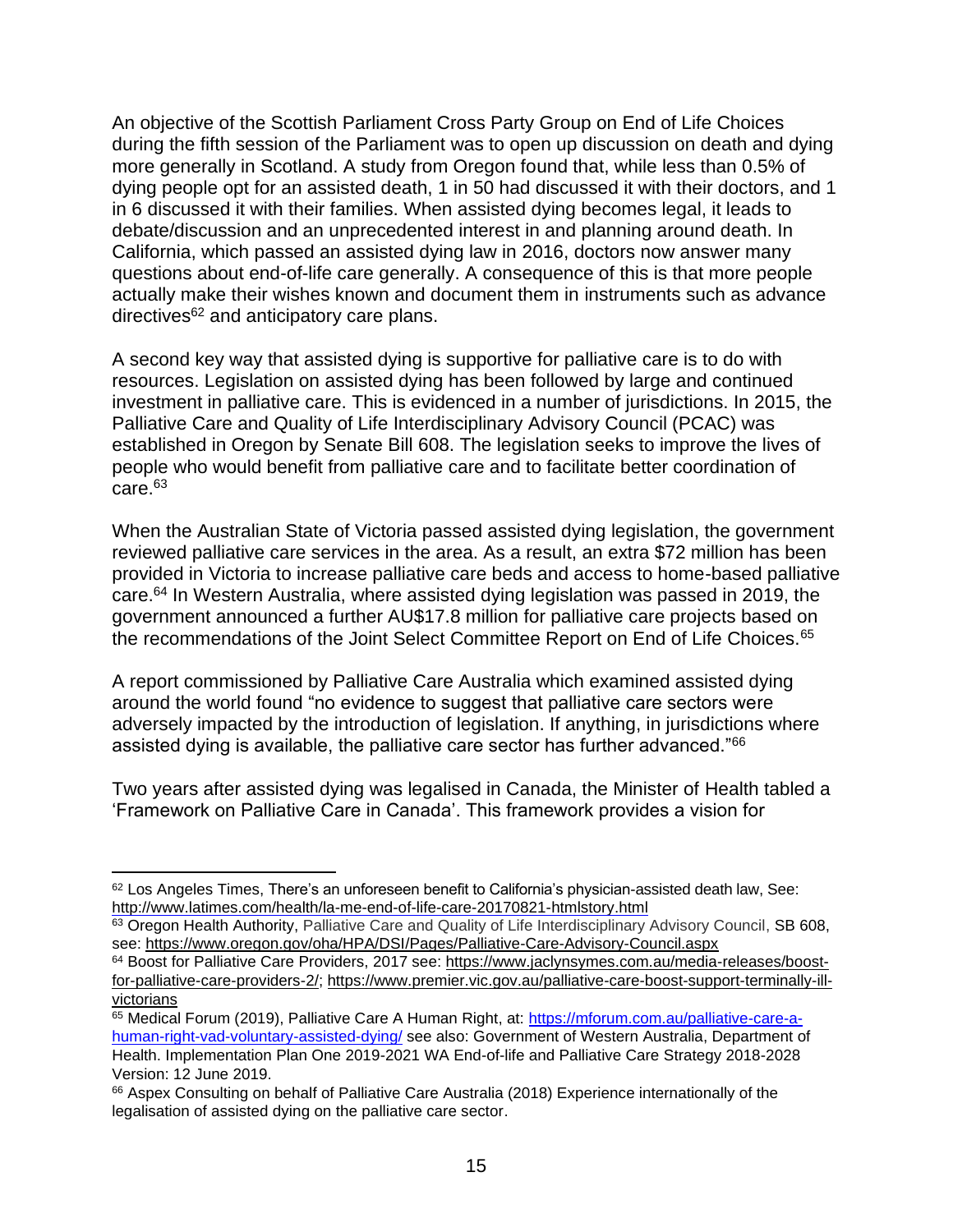An objective of the Scottish Parliament Cross Party Group on End of Life Choices during the fifth session of the Parliament was to open up discussion on death and dying more generally in Scotland. A study from Oregon found that, while less than 0.5% of dying people opt for an assisted death, 1 in 50 had discussed it with their doctors, and 1 in 6 discussed it with their families. When assisted dying becomes legal, it leads to debate/discussion and an unprecedented interest in and planning around death. In California, which passed an assisted dying law in 2016, doctors now answer many questions about end-of-life care generally. A consequence of this is that more people actually make their wishes known and document them in instruments such as advance directives[62] and anticipatory care plans.

A second key way that assisted dying is supportive for palliative care is to do with resources. Legislation on assisted dying has been followed by large and continued investment in palliative care. This is evidenced in a number of jurisdictions. In 2015, the Palliative Care and Quality of Life Interdisciplinary Advisory Council (PCAC) was established in Oregon by Senate Bill 608. The legislation seeks to improve the lives of people who would benefit from palliative care and to facilitate better coordination of care.[63]

When the Australian State of Victoria passed assisted dying legislation, the government reviewed palliative care services in the area. As a result, an extra $72 million has been provided in Victoria to increase palliative care beds and access to home-based palliative care.[64] In Western Australia, where assisted dying legislation was passed in 2019, the government announced a further AU$17.8 million for palliative care projects based on the recommendations of the Joint Select Committee Report on End of Life Choices.[65]

A report commissioned by Palliative Care Australia which examined assisted dying around the world found "no evidence to suggest that palliative care sectors were adversely impacted by the introduction of legislation. If anything, in jurisdictions where assisted dying is available, the palliative care sector has further advanced."[66]

Two years after assisted dying was legalised in Canada, the Minister of Health tabled a 'Framework on Palliative Care in Canada'. This framework provides a vision for

---

[62] Los Angeles Times, There's an unforeseen benefit to California's physician-assisted death law, See: http://www.latimes.com/health/la-me-end-of-life-care-20170821-htmlstory.html

[63] Oregon Health Authority, Palliative Care and Quality of Life Interdisciplinary Advisory Council, SB 608, see: https://www.oregon.gov/oha/HPA/DSI/Pages/Palliative-Care-Advisory-Council.aspx

[64] Boost for Palliative Care Providers, 2017 see: https://www.jaclynsymes.com.au/media-releases/boost-for-palliative-care-providers-2/; https://www.premier.vic.gov.au/palliative-care-boost-support-terminally-ill-victorians

[65] Medical Forum (2019), Palliative Care A Human Right, at: https://mforum.com.au/palliative-care-a-human-right-vad-voluntary-assisted-dying/ see also: Government of Western Australia, Department of Health. Implementation Plan One 2019-2021 WA End-of-life and Palliative Care Strategy 2018-2028 Version: 12 June 2019.

[66] Aspex Consulting on behalf of Palliative Care Australia (2018) Experience internationally of the legalisation of assisted dying on the palliative care sector.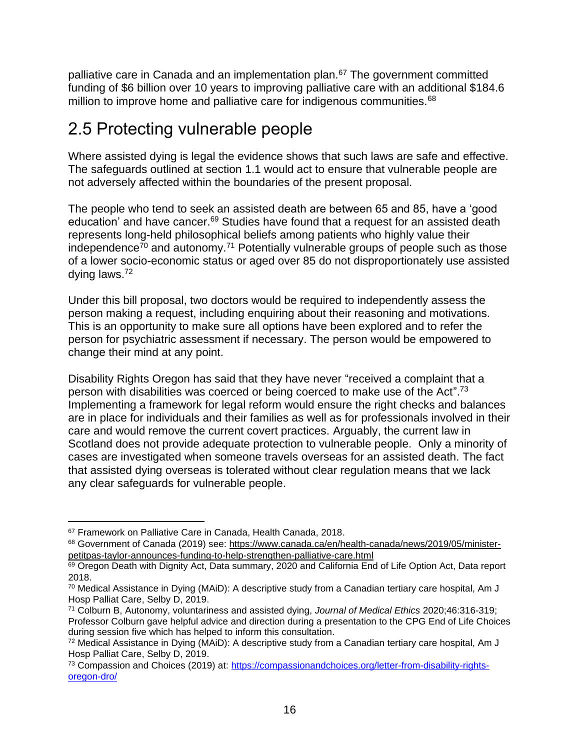palliative care in Canada and an implementation plan.[67] The government committed funding of $6 billion over 10 years to improving palliative care with an additional $184.6 million to improve home and palliative care for indigenous communities.[68]

## 2.5 Protecting vulnerable people

Where assisted dying is legal the evidence shows that such laws are safe and effective. The safeguards outlined at section 1.1 would act to ensure that vulnerable people are not adversely affected within the boundaries of the present proposal.

The people who tend to seek an assisted death are between 65 and 85, have a 'good education' and have cancer.[69] Studies have found that a request for an assisted death represents long-held philosophical beliefs among patients who highly value their independence[70] and autonomy.[71] Potentially vulnerable groups of people such as those of a lower socio-economic status or aged over 85 do not disproportionately use assisted dying laws.[72]

Under this bill proposal, two doctors would be required to independently assess the person making a request, including enquiring about their reasoning and motivations. This is an opportunity to make sure all options have been explored and to refer the person for psychiatric assessment if necessary. The person would be empowered to change their mind at any point.

Disability Rights Oregon has said that they have never "received a complaint that a person with disabilities was coerced or being coerced to make use of the Act".[73] Implementing a framework for legal reform would ensure the right checks and balances are in place for individuals and their families as well as for professionals involved in their care and would remove the current covert practices. Arguably, the current law in Scotland does not provide adequate protection to vulnerable people. Only a minority of cases are investigated when someone travels overseas for an assisted death. The fact that assisted dying overseas is tolerated without clear regulation means that we lack any clear safeguards for vulnerable people.

---

[67] Framework on Palliative Care in Canada, Health Canada, 2018.

[68] Government of Canada (2019) see: https://www.canada.ca/en/health-canada/news/2019/05/minister-petitpas-taylor-announces-funding-to-help-strengthen-palliative-care.html

[69] Oregon Death with Dignity Act, Data summary, 2020 and California End of Life Option Act, Data report 2018.

[70] Medical Assistance in Dying (MAiD): A descriptive study from a Canadian tertiary care hospital, Am J Hosp Palliat Care, Selby D, 2019.

[71] Colburn B, Autonomy, voluntariness and assisted dying, *Journal of Medical Ethics* 2020;46:316-319; Professor Colburn gave helpful advice and direction during a presentation to the CPG End of Life Choices during session five which has helped to inform this consultation.

[72] Medical Assistance in Dying (MAiD): A descriptive study from a Canadian tertiary care hospital, Am J Hosp Palliat Care, Selby D, 2019.

[73] Compassion and Choices (2019) at: https://compassionandchoices.org/letter-from-disability-rights-oregon-dro/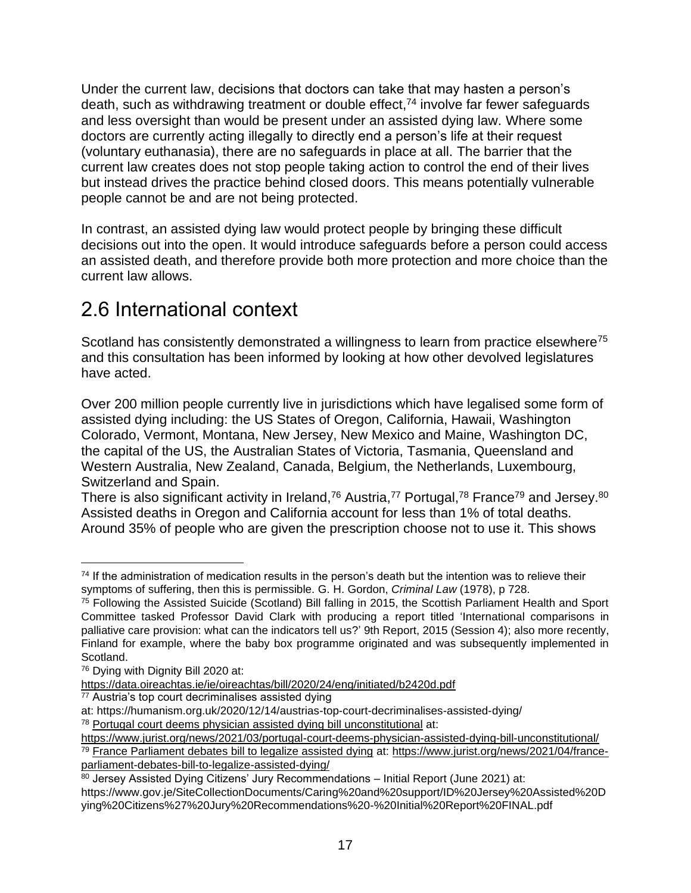Under the current law, decisions that doctors can take that may hasten a person's death, such as withdrawing treatment or double effect,[74] involve far fewer safeguards and less oversight than would be present under an assisted dying law. Where some doctors are currently acting illegally to directly end a person's life at their request (voluntary euthanasia), there are no safeguards in place at all. The barrier that the current law creates does not stop people taking action to control the end of their lives but instead drives the practice behind closed doors. This means potentially vulnerable people cannot be and are not being protected.

In contrast, an assisted dying law would protect people by bringing these difficult decisions out into the open. It would introduce safeguards before a person could access an assisted death, and therefore provide both more protection and more choice than the current law allows.

## 2.6 International context

Scotland has consistently demonstrated a willingness to learn from practice elsewhere[75] and this consultation has been informed by looking at how other devolved legislatures have acted.

Over 200 million people currently live in jurisdictions which have legalised some form of assisted dying including: the US States of Oregon, California, Hawaii, Washington Colorado, Vermont, Montana, New Jersey, New Mexico and Maine, Washington DC, the capital of the US, the Australian States of Victoria, Tasmania, Queensland and Western Australia, New Zealand, Canada, Belgium, the Netherlands, Luxembourg, Switzerland and Spain.
There is also significant activity in Ireland,[76] Austria,[77] Portugal,[78] France[79] and Jersey.[80] Assisted deaths in Oregon and California account for less than 1% of total deaths. Around 35% of people who are given the prescription choose not to use it. This shows

---

[74] If the administration of medication results in the person's death but the intention was to relieve their symptoms of suffering, then this is permissible. G. H. Gordon, *Criminal Law* (1978), p 728.

[75] Following the Assisted Suicide (Scotland) Bill falling in 2015, the Scottish Parliament Health and Sport Committee tasked Professor David Clark with producing a report titled 'International comparisons in palliative care provision: what can the indicators tell us?' 9th Report, 2015 (Session 4); also more recently, Finland for example, where the baby box programme originated and was subsequently implemented in Scotland.

[76] Dying with Dignity Bill 2020 at: https://data.oireachtas.ie/ie/oireachtas/bill/2020/24/eng/initiated/b2420d.pdf

[77] Austria's top court decriminalises assisted dying at: https://humanism.org.uk/2020/12/14/austrias-top-court-decriminalises-assisted-dying/

[78] Portugal court deems physician assisted dying bill unconstitutional at: https://www.jurist.org/news/2021/03/portugal-court-deems-physician-assisted-dying-bill-unconstitutional/

[79] France Parliament debates bill to legalize assisted dying at: https://www.jurist.org/news/2021/04/france-parliament-debates-bill-to-legalize-assisted-dying/

[80] Jersey Assisted Dying Citizens' Jury Recommendations – Initial Report (June 2021) at: https://www.gov.je/SiteCollectionDocuments/Caring%20and%20support/ID%20Jersey%20Assisted%20Dying%20Citizens%27%20Jury%20Recommendations%20-%20Initial%20Report%20FINAL.pdf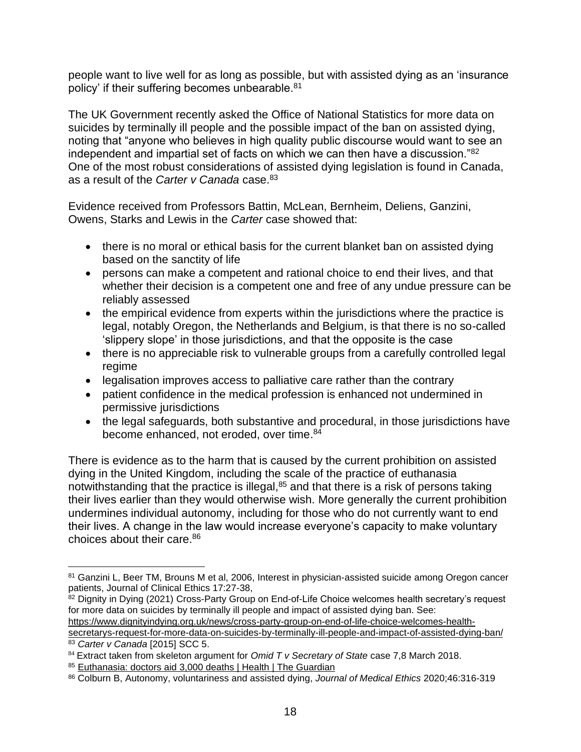people want to live well for as long as possible, but with assisted dying as an 'insurance policy' if their suffering becomes unbearable.[81]

The UK Government recently asked the Office of National Statistics for more data on suicides by terminally ill people and the possible impact of the ban on assisted dying, noting that "anyone who believes in high quality public discourse would want to see an independent and impartial set of facts on which we can then have a discussion."[82] One of the most robust considerations of assisted dying legislation is found in Canada, as a result of the *Carter v Canada* case.[83]

Evidence received from Professors Battin, McLean, Bernheim, Deliens, Ganzini, Owens, Starks and Lewis in the *Carter* case showed that:

- there is no moral or ethical basis for the current blanket ban on assisted dying based on the sanctity of life
- persons can make a competent and rational choice to end their lives, and that whether their decision is a competent one and free of any undue pressure can be reliably assessed
- the empirical evidence from experts within the jurisdictions where the practice is legal, notably Oregon, the Netherlands and Belgium, is that there is no so-called 'slippery slope' in those jurisdictions, and that the opposite is the case
- there is no appreciable risk to vulnerable groups from a carefully controlled legal regime
- legalisation improves access to palliative care rather than the contrary
- patient confidence in the medical profession is enhanced not undermined in permissive jurisdictions
- the legal safeguards, both substantive and procedural, in those jurisdictions have become enhanced, not eroded, over time.[84]

There is evidence as to the harm that is caused by the current prohibition on assisted dying in the United Kingdom, including the scale of the practice of euthanasia notwithstanding that the practice is illegal,[85] and that there is a risk of persons taking their lives earlier than they would otherwise wish. More generally the current prohibition undermines individual autonomy, including for those who do not currently want to end their lives. A change in the law would increase everyone's capacity to make voluntary choices about their care.[86]

---

[81] Ganzini L, Beer TM, Brouns M et al, 2006, Interest in physician-assisted suicide among Oregon cancer patients, Journal of Clinical Ethics 17:27-38,

[82] Dignity in Dying (2021) Cross-Party Group on End-of-Life Choice welcomes health secretary's request for more data on suicides by terminally ill people and impact of assisted dying ban. See: https://www.dignityindying.org.uk/news/cross-party-group-on-end-of-life-choice-welcomes-health-secretarys-request-for-more-data-on-suicides-by-terminally-ill-people-and-impact-of-assisted-dying-ban/

[83] *Carter v Canada* [2015] SCC 5.

[84] Extract taken from skeleton argument for *Omid T v Secretary of State* case 7,8 March 2018.

[85] Euthanasia: doctors aid 3,000 deaths | Health | The Guardian

[86] Colburn B, Autonomy, voluntariness and assisted dying, *Journal of Medical Ethics* 2020;46:316-319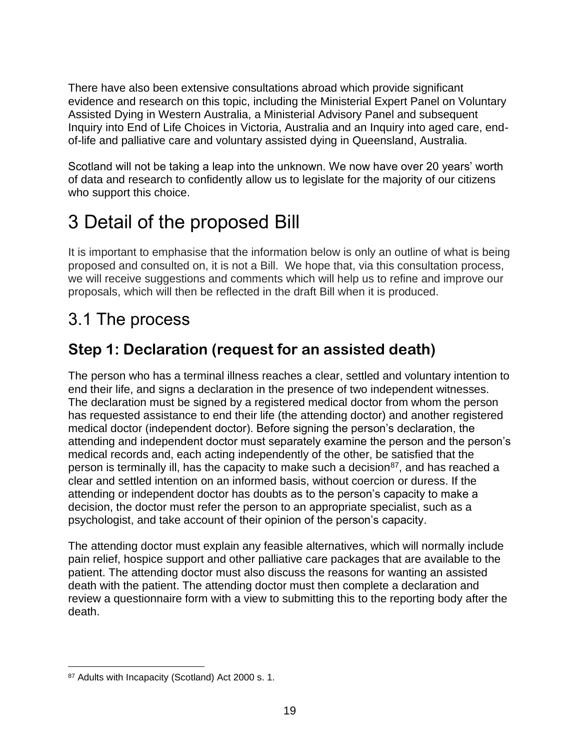There have also been extensive consultations abroad which provide significant evidence and research on this topic, including the Ministerial Expert Panel on Voluntary Assisted Dying in Western Australia, a Ministerial Advisory Panel and subsequent Inquiry into End of Life Choices in Victoria, Australia and an Inquiry into aged care, end-of-life and palliative care and voluntary assisted dying in Queensland, Australia.

Scotland will not be taking a leap into the unknown. We now have over 20 years' worth of data and research to confidently allow us to legislate for the majority of our citizens who support this choice.

# 3 Detail of the proposed Bill

It is important to emphasise that the information below is only an outline of what is being proposed and consulted on, it is not a Bill. We hope that, via this consultation process, we will receive suggestions and comments which will help us to refine and improve our proposals, which will then be reflected in the draft Bill when it is produced.

## 3.1 The process

### Step 1: Declaration (request for an assisted death)

The person who has a terminal illness reaches a clear, settled and voluntary intention to end their life, and signs a declaration in the presence of two independent witnesses. The declaration must be signed by a registered medical doctor from whom the person has requested assistance to end their life (the attending doctor) and another registered medical doctor (independent doctor). Before signing the person's declaration, the attending and independent doctor must separately examine the person and the person's medical records and, each acting independently of the other, be satisfied that the person is terminally ill, has the capacity to make such a decision[87], and has reached a clear and settled intention on an informed basis, without coercion or duress. If the attending or independent doctor has doubts as to the person's capacity to make a decision, the doctor must refer the person to an appropriate specialist, such as a psychologist, and take account of their opinion of the person's capacity.

The attending doctor must explain any feasible alternatives, which will normally include pain relief, hospice support and other palliative care packages that are available to the patient. The attending doctor must also discuss the reasons for wanting an assisted death with the patient. The attending doctor must then complete a declaration and review a questionnaire form with a view to submitting this to the reporting body after the death.

[87] Adults with Incapacity (Scotland) Act 2000 s. 1.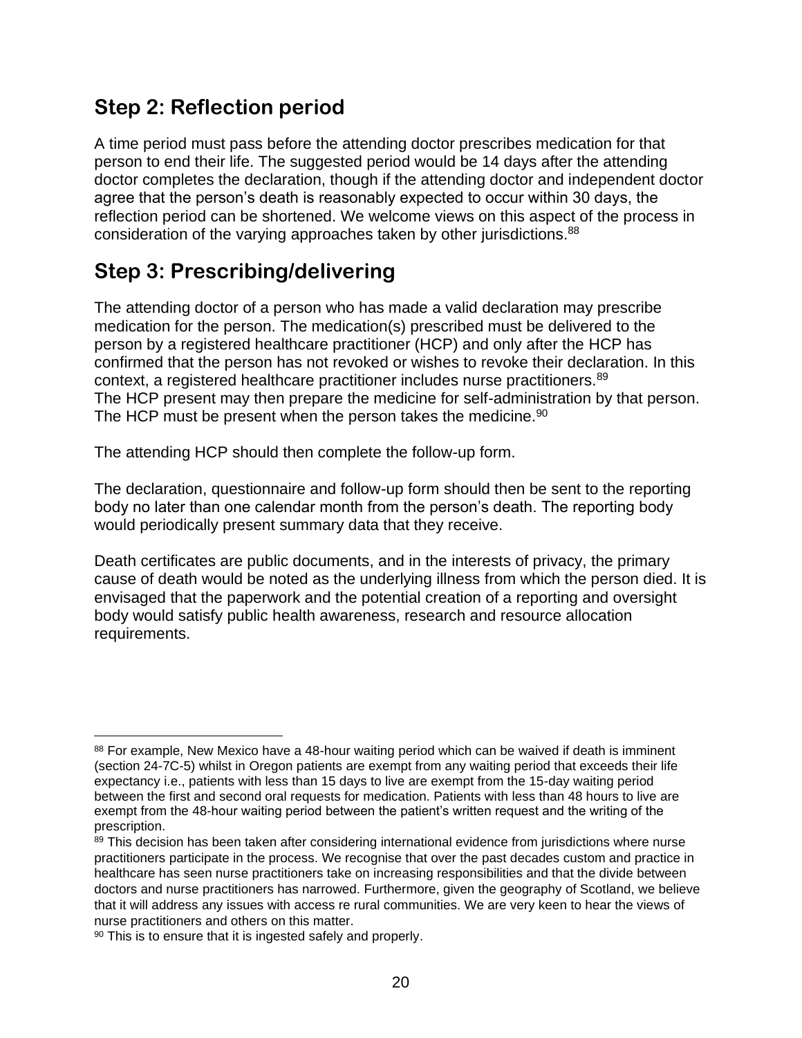## Step 2: Reflection period

A time period must pass before the attending doctor prescribes medication for that person to end their life. The suggested period would be 14 days after the attending doctor completes the declaration, though if the attending doctor and independent doctor agree that the person's death is reasonably expected to occur within 30 days, the reflection period can be shortened. We welcome views on this aspect of the process in consideration of the varying approaches taken by other jurisdictions.[88]

## Step 3: Prescribing/delivering

The attending doctor of a person who has made a valid declaration may prescribe medication for the person. The medication(s) prescribed must be delivered to the person by a registered healthcare practitioner (HCP) and only after the HCP has confirmed that the person has not revoked or wishes to revoke their declaration. In this context, a registered healthcare practitioner includes nurse practitioners.[89]
The HCP present may then prepare the medicine for self-administration by that person. The HCP must be present when the person takes the medicine.[90]

The attending HCP should then complete the follow-up form.

The declaration, questionnaire and follow-up form should then be sent to the reporting body no later than one calendar month from the person's death. The reporting body would periodically present summary data that they receive.

Death certificates are public documents, and in the interests of privacy, the primary cause of death would be noted as the underlying illness from which the person died. It is envisaged that the paperwork and the potential creation of a reporting and oversight body would satisfy public health awareness, research and resource allocation requirements.

---

[88] For example, New Mexico have a 48-hour waiting period which can be waived if death is imminent (section 24-7C-5) whilst in Oregon patients are exempt from any waiting period that exceeds their life expectancy i.e., patients with less than 15 days to live are exempt from the 15-day waiting period between the first and second oral requests for medication. Patients with less than 48 hours to live are exempt from the 48-hour waiting period between the patient's written request and the writing of the prescription.

[89] This decision has been taken after considering international evidence from jurisdictions where nurse practitioners participate in the process. We recognise that over the past decades custom and practice in healthcare has seen nurse practitioners take on increasing responsibilities and that the divide between doctors and nurse practitioners has narrowed. Furthermore, given the geography of Scotland, we believe that it will address any issues with access re rural communities. We are very keen to hear the views of nurse practitioners and others on this matter.

[90] This is to ensure that it is ingested safely and properly.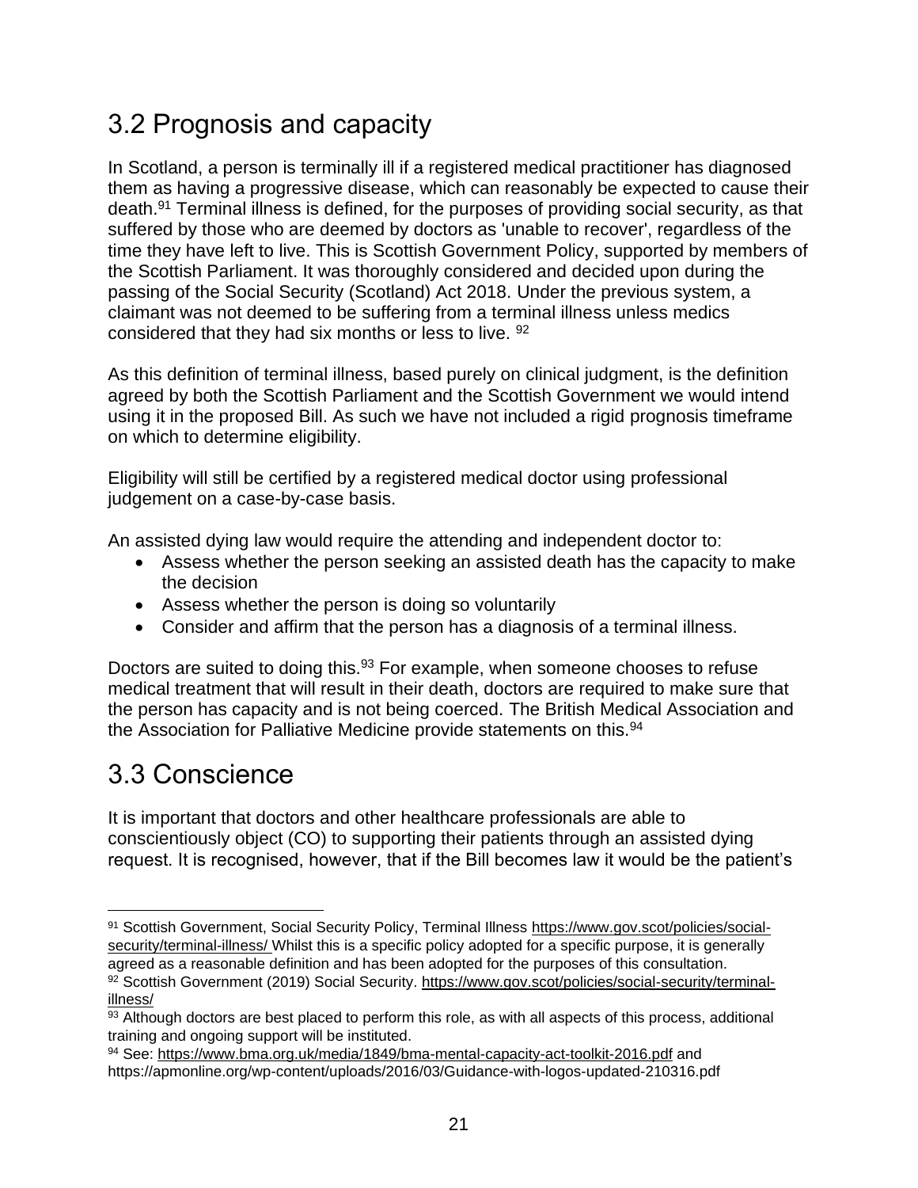## 3.2 Prognosis and capacity

In Scotland, a person is terminally ill if a registered medical practitioner has diagnosed them as having a progressive disease, which can reasonably be expected to cause their death.[91] Terminal illness is defined, for the purposes of providing social security, as that suffered by those who are deemed by doctors as 'unable to recover', regardless of the time they have left to live. This is Scottish Government Policy, supported by members of the Scottish Parliament. It was thoroughly considered and decided upon during the passing of the Social Security (Scotland) Act 2018. Under the previous system, a claimant was not deemed to be suffering from a terminal illness unless medics considered that they had six months or less to live. [92]

As this definition of terminal illness, based purely on clinical judgment, is the definition agreed by both the Scottish Parliament and the Scottish Government we would intend using it in the proposed Bill. As such we have not included a rigid prognosis timeframe on which to determine eligibility.

Eligibility will still be certified by a registered medical doctor using professional judgement on a case-by-case basis.

An assisted dying law would require the attending and independent doctor to:

- Assess whether the person seeking an assisted death has the capacity to make the decision
- Assess whether the person is doing so voluntarily
- Consider and affirm that the person has a diagnosis of a terminal illness.

Doctors are suited to doing this.[93] For example, when someone chooses to refuse medical treatment that will result in their death, doctors are required to make sure that the person has capacity and is not being coerced. The British Medical Association and the Association for Palliative Medicine provide statements on this.[94]

## 3.3 Conscience

It is important that doctors and other healthcare professionals are able to conscientiously object (CO) to supporting their patients through an assisted dying request. It is recognised, however, that if the Bill becomes law it would be the patient's

---

[91] Scottish Government, Social Security Policy, Terminal Illness https://www.gov.scot/policies/social-security/terminal-illness/ Whilst this is a specific policy adopted for a specific purpose, it is generally agreed as a reasonable definition and has been adopted for the purposes of this consultation.

[92] Scottish Government (2019) Social Security. https://www.gov.scot/policies/social-security/terminal-illness/

[93] Although doctors are best placed to perform this role, as with all aspects of this process, additional training and ongoing support will be instituted.

[94] See: https://www.bma.org.uk/media/1849/bma-mental-capacity-act-toolkit-2016.pdf and https://apmonline.org/wp-content/uploads/2016/03/Guidance-with-logos-updated-210316.pdf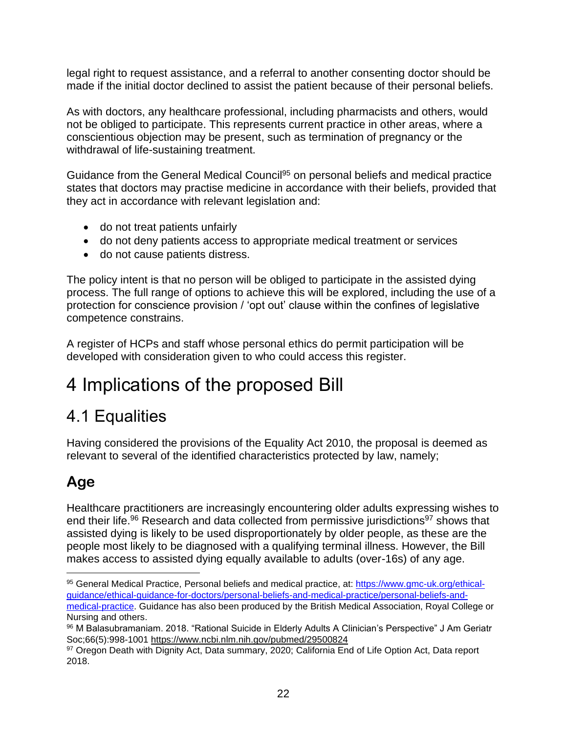legal right to request assistance, and a referral to another consenting doctor should be made if the initial doctor declined to assist the patient because of their personal beliefs.

As with doctors, any healthcare professional, including pharmacists and others, would not be obliged to participate. This represents current practice in other areas, where a conscientious objection may be present, such as termination of pregnancy or the withdrawal of life-sustaining treatment.

Guidance from the General Medical Council[95] on personal beliefs and medical practice states that doctors may practise medicine in accordance with their beliefs, provided that they act in accordance with relevant legislation and:

- do not treat patients unfairly
- do not deny patients access to appropriate medical treatment or services
- do not cause patients distress.

The policy intent is that no person will be obliged to participate in the assisted dying process. The full range of options to achieve this will be explored, including the use of a protection for conscience provision / 'opt out' clause within the confines of legislative competence constrains.

A register of HCPs and staff whose personal ethics do permit participation will be developed with consideration given to who could access this register.

# 4 Implications of the proposed Bill

## 4.1 Equalities

Having considered the provisions of the Equality Act 2010, the proposal is deemed as relevant to several of the identified characteristics protected by law, namely;

### Age

Healthcare practitioners are increasingly encountering older adults expressing wishes to end their life.[96] Research and data collected from permissive jurisdictions[97] shows that assisted dying is likely to be used disproportionately by older people, as these are the people most likely to be diagnosed with a qualifying terminal illness. However, the Bill makes access to assisted dying equally available to adults (over-16s) of any age.

---

[95] General Medical Practice, Personal beliefs and medical practice, at: https://www.gmc-uk.org/ethical-guidance/ethical-guidance-for-doctors/personal-beliefs-and-medical-practice/personal-beliefs-and-medical-practice. Guidance has also been produced by the British Medical Association, Royal College or Nursing and others.

[96] M Balasubramaniam. 2018. "Rational Suicide in Elderly Adults A Clinician's Perspective" J Am Geriatr Soc;66(5):998-1001 https://www.ncbi.nlm.nih.gov/pubmed/29500824

[97] Oregon Death with Dignity Act, Data summary, 2020; California End of Life Option Act, Data report 2018.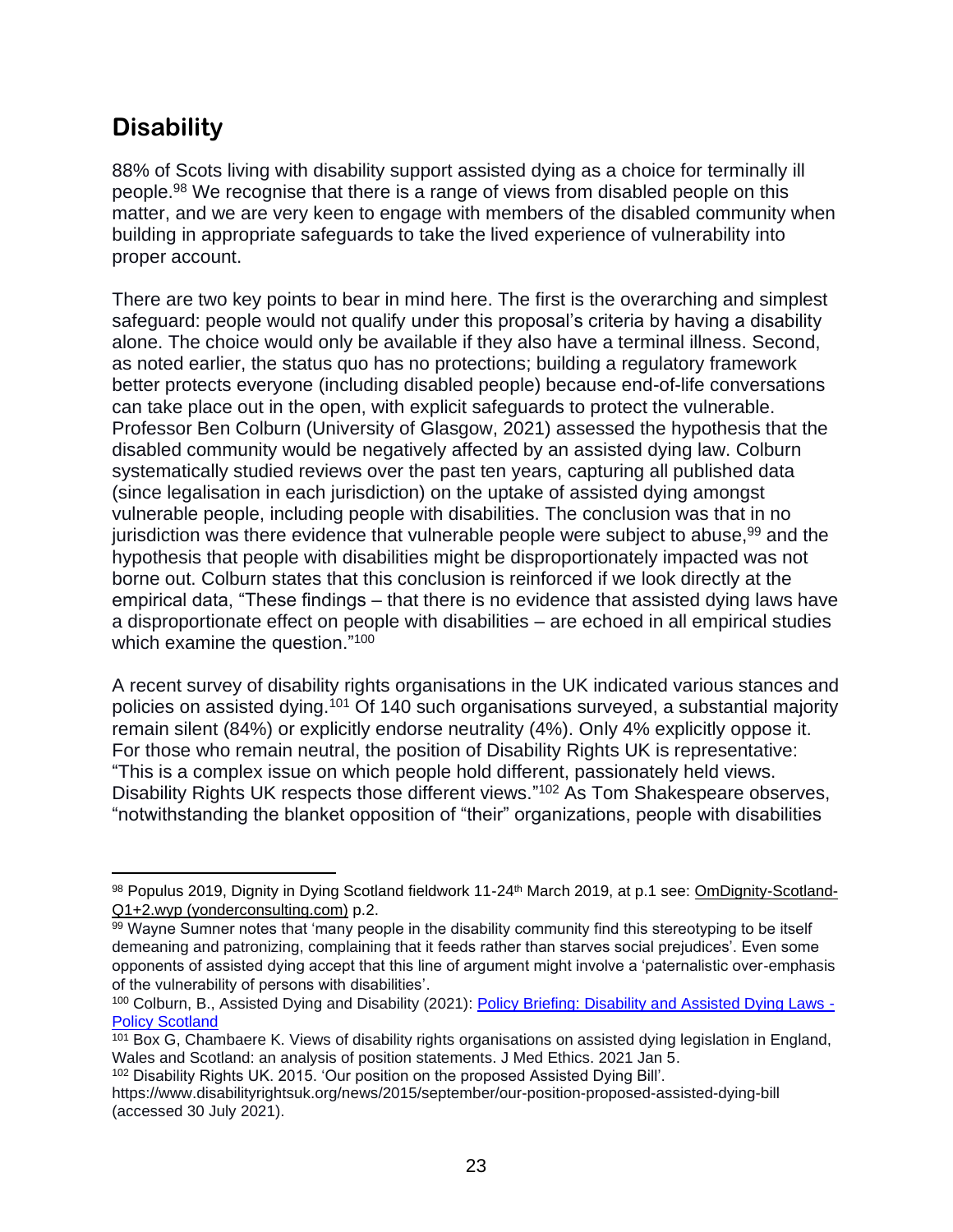## Disability

88% of Scots living with disability support assisted dying as a choice for terminally ill people.[98] We recognise that there is a range of views from disabled people on this matter, and we are very keen to engage with members of the disabled community when building in appropriate safeguards to take the lived experience of vulnerability into proper account.

There are two key points to bear in mind here. The first is the overarching and simplest safeguard: people would not qualify under this proposal's criteria by having a disability alone. The choice would only be available if they also have a terminal illness. Second, as noted earlier, the status quo has no protections; building a regulatory framework better protects everyone (including disabled people) because end-of-life conversations can take place out in the open, with explicit safeguards to protect the vulnerable. Professor Ben Colburn (University of Glasgow, 2021) assessed the hypothesis that the disabled community would be negatively affected by an assisted dying law. Colburn systematically studied reviews over the past ten years, capturing all published data (since legalisation in each jurisdiction) on the uptake of assisted dying amongst vulnerable people, including people with disabilities. The conclusion was that in no jurisdiction was there evidence that vulnerable people were subject to abuse,[99] and the hypothesis that people with disabilities might be disproportionately impacted was not borne out. Colburn states that this conclusion is reinforced if we look directly at the empirical data, "These findings – that there is no evidence that assisted dying laws have a disproportionate effect on people with disabilities – are echoed in all empirical studies which examine the question."[100]

A recent survey of disability rights organisations in the UK indicated various stances and policies on assisted dying.[101] Of 140 such organisations surveyed, a substantial majority remain silent (84%) or explicitly endorse neutrality (4%). Only 4% explicitly oppose it. For those who remain neutral, the position of Disability Rights UK is representative: "This is a complex issue on which people hold different, passionately held views. Disability Rights UK respects those different views."[102] As Tom Shakespeare observes, "notwithstanding the blanket opposition of "their" organizations, people with disabilities

---

[98] Populus 2019, Dignity in Dying Scotland fieldwork 11-24th March 2019, at p.1 see: OmDignity-Scotland-Q1+2.wyp (yonderconsulting.com) p.2.

[99] Wayne Sumner notes that 'many people in the disability community find this stereotyping to be itself demeaning and patronizing, complaining that it feeds rather than starves social prejudices'. Even some opponents of assisted dying accept that this line of argument might involve a 'paternalistic over-emphasis of the vulnerability of persons with disabilities'.

[100] Colburn, B., Assisted Dying and Disability (2021): Policy Briefing: Disability and Assisted Dying Laws - Policy Scotland

[101] Box G, Chambaere K. Views of disability rights organisations on assisted dying legislation in England, Wales and Scotland: an analysis of position statements. J Med Ethics. 2021 Jan 5.

[102] Disability Rights UK. 2015. 'Our position on the proposed Assisted Dying Bill'. https://www.disabilityrightsuk.org/news/2015/september/our-position-proposed-assisted-dying-bill (accessed 30 July 2021).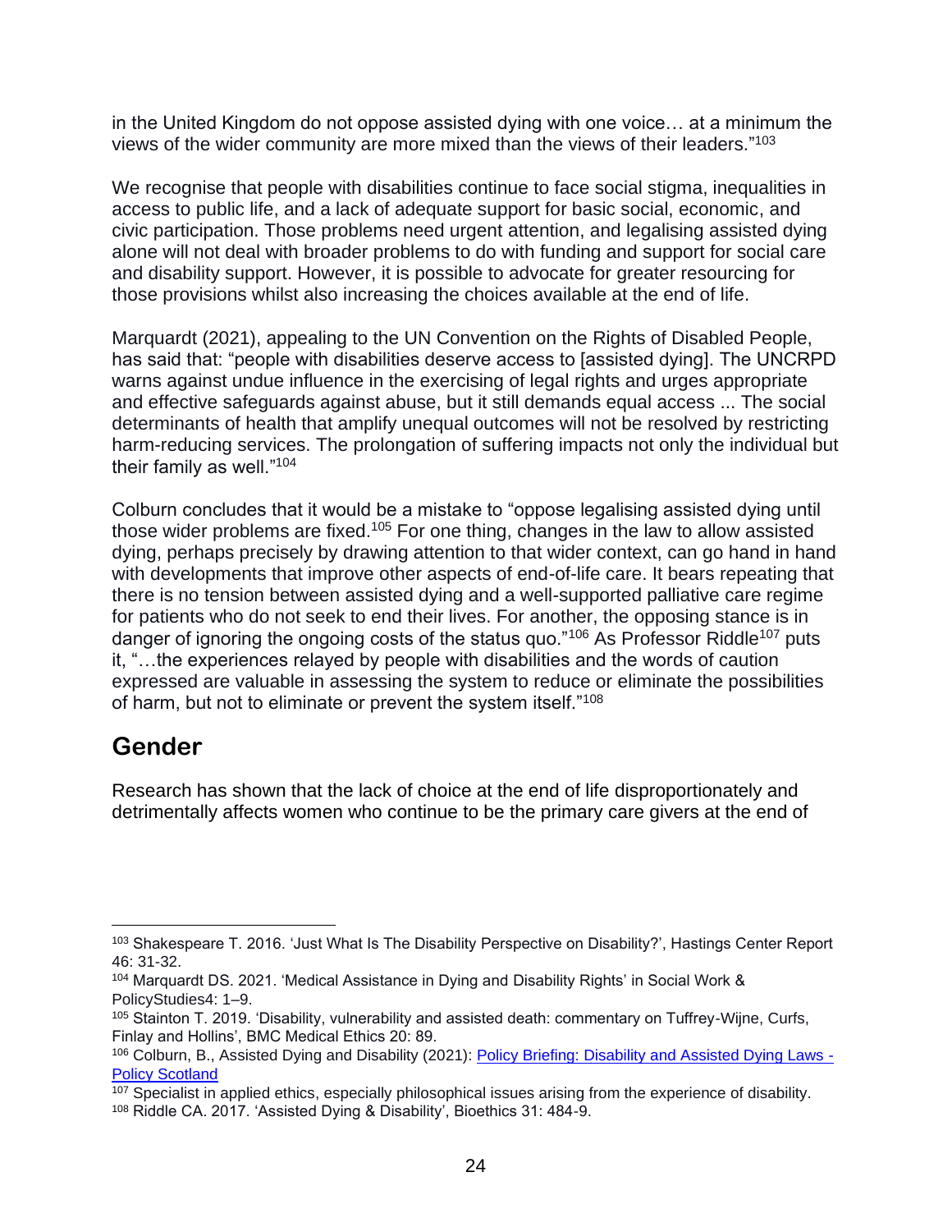in the United Kingdom do not oppose assisted dying with one voice… at a minimum the views of the wider community are more mixed than the views of their leaders."[103]

We recognise that people with disabilities continue to face social stigma, inequalities in access to public life, and a lack of adequate support for basic social, economic, and civic participation. Those problems need urgent attention, and legalising assisted dying alone will not deal with broader problems to do with funding and support for social care and disability support. However, it is possible to advocate for greater resourcing for those provisions whilst also increasing the choices available at the end of life.

Marquardt (2021), appealing to the UN Convention on the Rights of Disabled People, has said that: "people with disabilities deserve access to [assisted dying]. The UNCRPD warns against undue influence in the exercising of legal rights and urges appropriate and effective safeguards against abuse, but it still demands equal access ... The social determinants of health that amplify unequal outcomes will not be resolved by restricting harm-reducing services. The prolongation of suffering impacts not only the individual but their family as well."[104]

Colburn concludes that it would be a mistake to "oppose legalising assisted dying until those wider problems are fixed.[105] For one thing, changes in the law to allow assisted dying, perhaps precisely by drawing attention to that wider context, can go hand in hand with developments that improve other aspects of end-of-life care. It bears repeating that there is no tension between assisted dying and a well-supported palliative care regime for patients who do not seek to end their lives. For another, the opposing stance is in danger of ignoring the ongoing costs of the status quo."[106] As Professor Riddle[107] puts it, "…the experiences relayed by people with disabilities and the words of caution expressed are valuable in assessing the system to reduce or eliminate the possibilities of harm, but not to eliminate or prevent the system itself."[108]

## Gender

Research has shown that the lack of choice at the end of life disproportionately and detrimentally affects women who continue to be the primary care givers at the end of

---

[103] Shakespeare T. 2016. 'Just What Is The Disability Perspective on Disability?', Hastings Center Report 46: 31-32.

[104] Marquardt DS. 2021. 'Medical Assistance in Dying and Disability Rights' in Social Work & PolicyStudies4: 1–9.

[105] Stainton T. 2019. 'Disability, vulnerability and assisted death: commentary on Tuffrey-Wijne, Curfs, Finlay and Hollins', BMC Medical Ethics 20: 89.

[106] Colburn, B., Assisted Dying and Disability (2021): [Policy Briefing: Disability and Assisted Dying Laws - Policy Scotland]

[107] Specialist in applied ethics, especially philosophical issues arising from the experience of disability.

[108] Riddle CA. 2017. 'Assisted Dying & Disability', Bioethics 31: 484-9.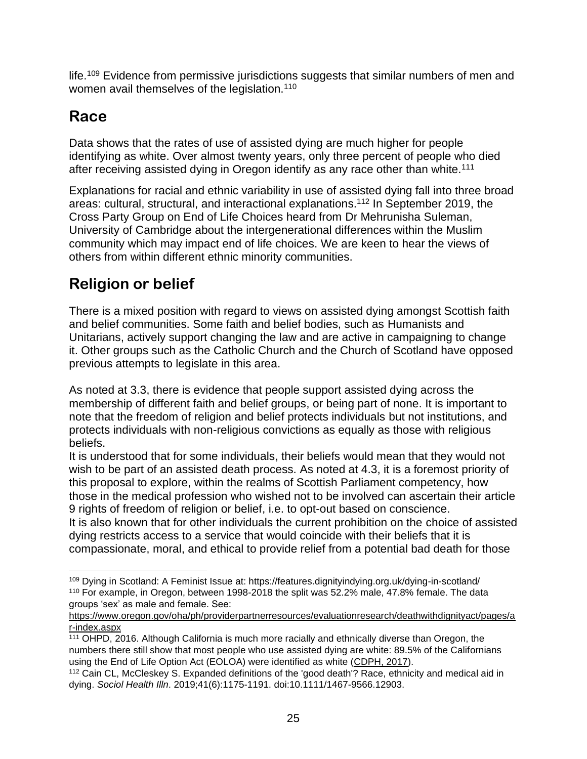life.[109] Evidence from permissive jurisdictions suggests that similar numbers of men and women avail themselves of the legislation.[110]

## Race

Data shows that the rates of use of assisted dying are much higher for people identifying as white. Over almost twenty years, only three percent of people who died after receiving assisted dying in Oregon identify as any race other than white.[111]

Explanations for racial and ethnic variability in use of assisted dying fall into three broad areas: cultural, structural, and interactional explanations.[112] In September 2019, the Cross Party Group on End of Life Choices heard from Dr Mehrunisha Suleman, University of Cambridge about the intergenerational differences within the Muslim community which may impact end of life choices. We are keen to hear the views of others from within different ethnic minority communities.

## Religion or belief

There is a mixed position with regard to views on assisted dying amongst Scottish faith and belief communities. Some faith and belief bodies, such as Humanists and Unitarians, actively support changing the law and are active in campaigning to change it. Other groups such as the Catholic Church and the Church of Scotland have opposed previous attempts to legislate in this area.

As noted at 3.3, there is evidence that people support assisted dying across the membership of different faith and belief groups, or being part of none. It is important to note that the freedom of religion and belief protects individuals but not institutions, and protects individuals with non-religious convictions as equally as those with religious beliefs.

It is understood that for some individuals, their beliefs would mean that they would not wish to be part of an assisted death process. As noted at 4.3, it is a foremost priority of this proposal to explore, within the realms of Scottish Parliament competency, how those in the medical profession who wished not to be involved can ascertain their article 9 rights of freedom of religion or belief, i.e. to opt-out based on conscience.

It is also known that for other individuals the current prohibition on the choice of assisted dying restricts access to a service that would coincide with their beliefs that it is compassionate, moral, and ethical to provide relief from a potential bad death for those

---

[109] Dying in Scotland: A Feminist Issue at: https://features.dignityindying.org.uk/dying-in-scotland/

[110] For example, in Oregon, between 1998-2018 the split was 52.2% male, 47.8% female. The data groups 'sex' as male and female. See: https://www.oregon.gov/oha/ph/providerpartnerresources/evaluationresearch/deathwithdignityact/pages/ar-index.aspx

[111] OHPD, 2016. Although California is much more racially and ethnically diverse than Oregon, the numbers there still show that most people who use assisted dying are white: 89.5% of the Californians using the End of Life Option Act (EOLOA) were identified as white (CDPH, 2017).

[112] Cain CL, McCleskey S. Expanded definitions of the 'good death'? Race, ethnicity and medical aid in dying. *Sociol Health Illn*. 2019;41(6):1175-1191. doi:10.1111/1467-9566.12903.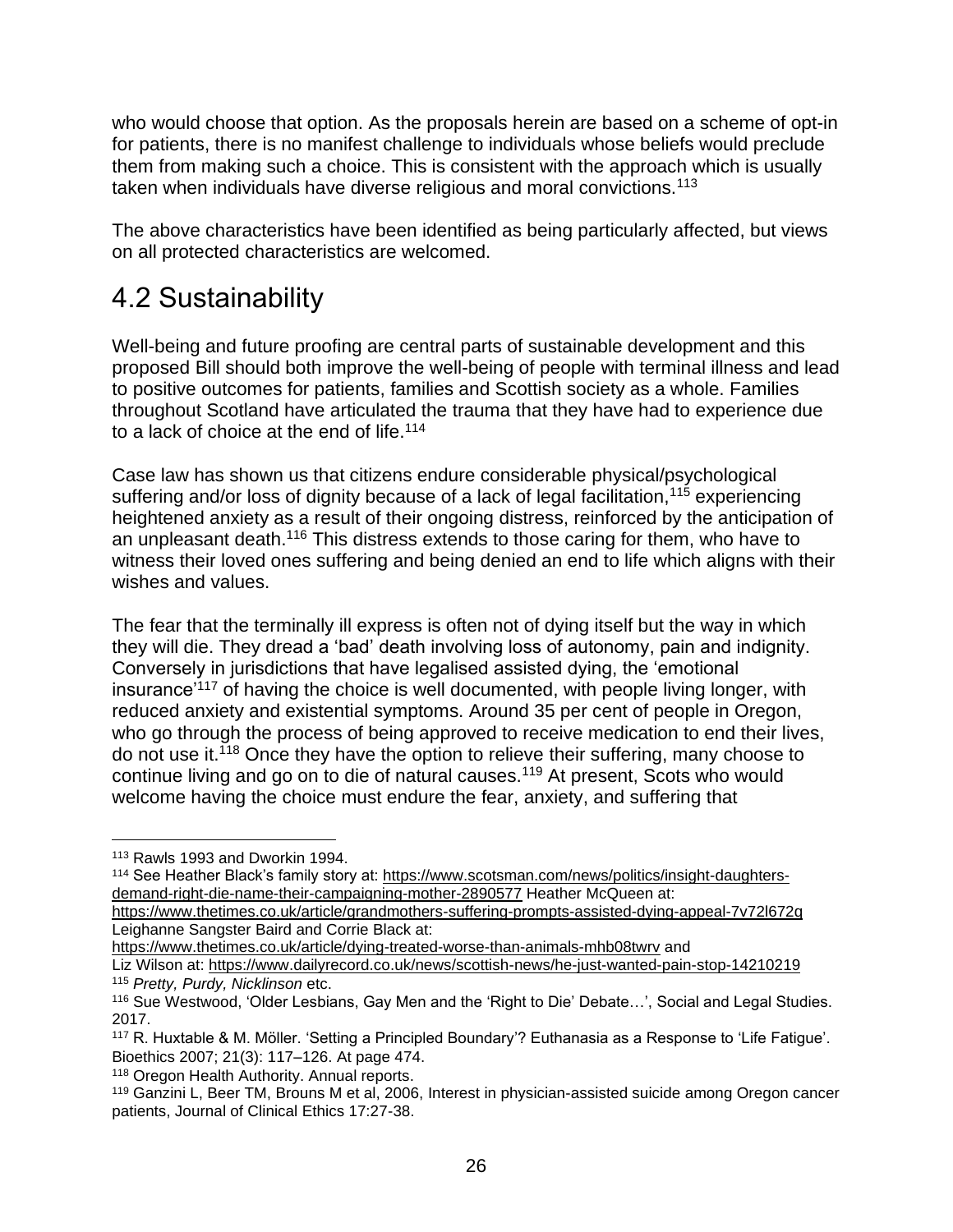who would choose that option. As the proposals herein are based on a scheme of opt-in for patients, there is no manifest challenge to individuals whose beliefs would preclude them from making such a choice. This is consistent with the approach which is usually taken when individuals have diverse religious and moral convictions.[113]

The above characteristics have been identified as being particularly affected, but views on all protected characteristics are welcomed.

## 4.2 Sustainability

Well-being and future proofing are central parts of sustainable development and this proposed Bill should both improve the well-being of people with terminal illness and lead to positive outcomes for patients, families and Scottish society as a whole. Families throughout Scotland have articulated the trauma that they have had to experience due to a lack of choice at the end of life.[114]

Case law has shown us that citizens endure considerable physical/psychological suffering and/or loss of dignity because of a lack of legal facilitation,[115] experiencing heightened anxiety as a result of their ongoing distress, reinforced by the anticipation of an unpleasant death.[116] This distress extends to those caring for them, who have to witness their loved ones suffering and being denied an end to life which aligns with their wishes and values.

The fear that the terminally ill express is often not of dying itself but the way in which they will die. They dread a 'bad' death involving loss of autonomy, pain and indignity. Conversely in jurisdictions that have legalised assisted dying, the 'emotional insurance'[117] of having the choice is well documented, with people living longer, with reduced anxiety and existential symptoms. Around 35 per cent of people in Oregon, who go through the process of being approved to receive medication to end their lives, do not use it.[118] Once they have the option to relieve their suffering, many choose to continue living and go on to die of natural causes.[119] At present, Scots who would welcome having the choice must endure the fear, anxiety, and suffering that

---

[113] Rawls 1993 and Dworkin 1994.

[114] See Heather Black's family story at: https://www.scotsman.com/news/politics/insight-daughters-demand-right-die-name-their-campaigning-mother-2890577 Heather McQueen at: https://www.thetimes.co.uk/article/grandmothers-suffering-prompts-assisted-dying-appeal-7v72l672q Leighanne Sangster Baird and Corrie Black at: https://www.thetimes.co.uk/article/dying-treated-worse-than-animals-mhb08twrv and Liz Wilson at: https://www.dailyrecord.co.uk/news/scottish-news/he-just-wanted-pain-stop-14210219

[115] *Pretty, Purdy, Nicklinson* etc.

[116] Sue Westwood, 'Older Lesbians, Gay Men and the 'Right to Die' Debate…', Social and Legal Studies. 2017.

[117] R. Huxtable & M. Möller. 'Setting a Principled Boundary'? Euthanasia as a Response to 'Life Fatigue'. Bioethics 2007; 21(3): 117–126. At page 474.

[118] Oregon Health Authority. Annual reports.

[119] Ganzini L, Beer TM, Brouns M et al, 2006, Interest in physician-assisted suicide among Oregon cancer patients, Journal of Clinical Ethics 17:27-38.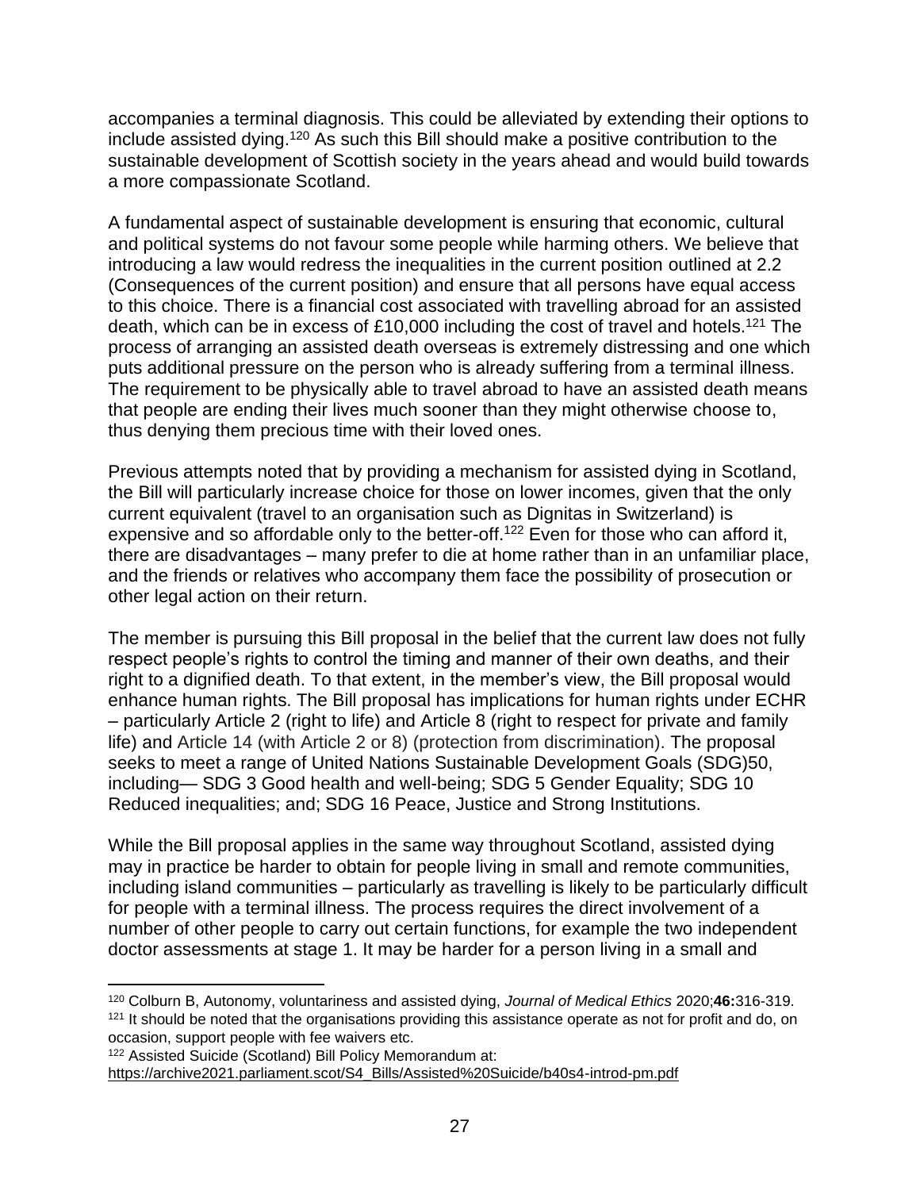accompanies a terminal diagnosis. This could be alleviated by extending their options to include assisted dying.[120] As such this Bill should make a positive contribution to the sustainable development of Scottish society in the years ahead and would build towards a more compassionate Scotland.

A fundamental aspect of sustainable development is ensuring that economic, cultural and political systems do not favour some people while harming others. We believe that introducing a law would redress the inequalities in the current position outlined at 2.2 (Consequences of the current position) and ensure that all persons have equal access to this choice. There is a financial cost associated with travelling abroad for an assisted death, which can be in excess of £10,000 including the cost of travel and hotels.[121] The process of arranging an assisted death overseas is extremely distressing and one which puts additional pressure on the person who is already suffering from a terminal illness. The requirement to be physically able to travel abroad to have an assisted death means that people are ending their lives much sooner than they might otherwise choose to, thus denying them precious time with their loved ones.

Previous attempts noted that by providing a mechanism for assisted dying in Scotland, the Bill will particularly increase choice for those on lower incomes, given that the only current equivalent (travel to an organisation such as Dignitas in Switzerland) is expensive and so affordable only to the better-off.[122] Even for those who can afford it, there are disadvantages – many prefer to die at home rather than in an unfamiliar place, and the friends or relatives who accompany them face the possibility of prosecution or other legal action on their return.

The member is pursuing this Bill proposal in the belief that the current law does not fully respect people's rights to control the timing and manner of their own deaths, and their right to a dignified death. To that extent, in the member's view, the Bill proposal would enhance human rights. The Bill proposal has implications for human rights under ECHR – particularly Article 2 (right to life) and Article 8 (right to respect for private and family life) and Article 14 (with Article 2 or 8) (protection from discrimination). The proposal seeks to meet a range of United Nations Sustainable Development Goals (SDG)50, including— SDG 3 Good health and well-being; SDG 5 Gender Equality; SDG 10 Reduced inequalities; and; SDG 16 Peace, Justice and Strong Institutions.

While the Bill proposal applies in the same way throughout Scotland, assisted dying may in practice be harder to obtain for people living in small and remote communities, including island communities – particularly as travelling is likely to be particularly difficult for people with a terminal illness. The process requires the direct involvement of a number of other people to carry out certain functions, for example the two independent doctor assessments at stage 1. It may be harder for a person living in a small and

---

[120] Colburn B, Autonomy, voluntariness and assisted dying, *Journal of Medical Ethics* 2020;**46:**316-319.

[121] It should be noted that the organisations providing this assistance operate as not for profit and do, on occasion, support people with fee waivers etc.

[122] Assisted Suicide (Scotland) Bill Policy Memorandum at: https://archive2021.parliament.scot/S4_Bills/Assisted%20Suicide/b40s4-introd-pm.pdf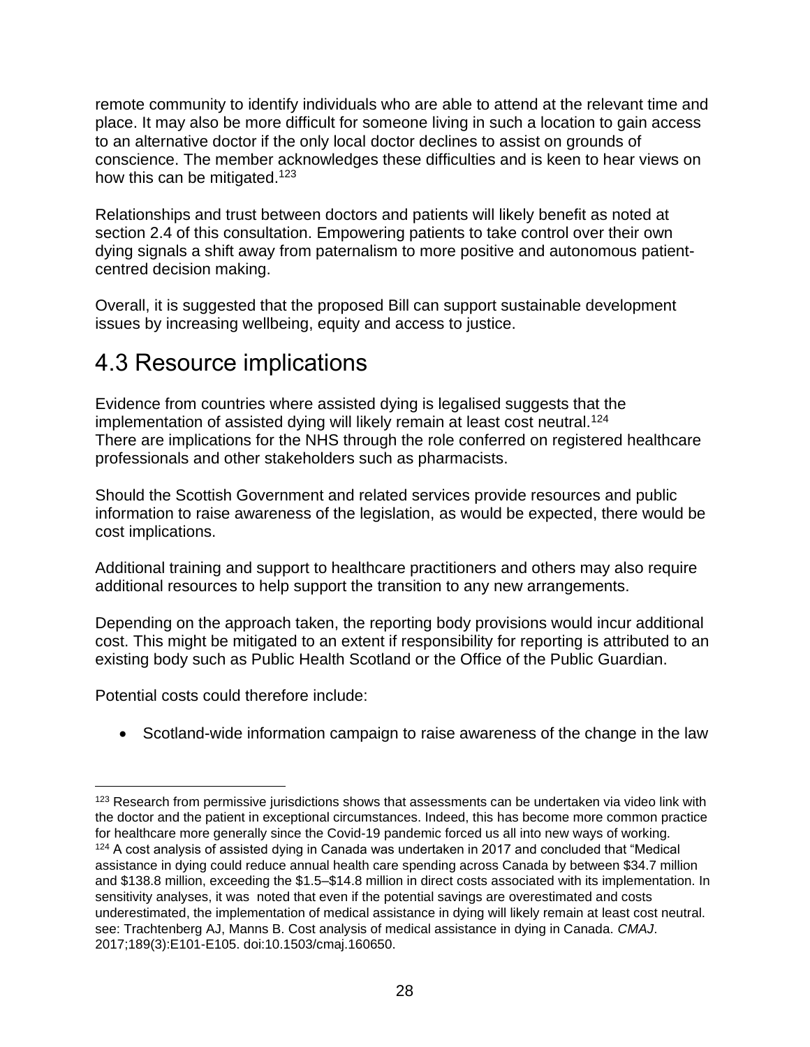remote community to identify individuals who are able to attend at the relevant time and place. It may also be more difficult for someone living in such a location to gain access to an alternative doctor if the only local doctor declines to assist on grounds of conscience. The member acknowledges these difficulties and is keen to hear views on how this can be mitigated.[123]

Relationships and trust between doctors and patients will likely benefit as noted at section 2.4 of this consultation. Empowering patients to take control over their own dying signals a shift away from paternalism to more positive and autonomous patient-centred decision making.

Overall, it is suggested that the proposed Bill can support sustainable development issues by increasing wellbeing, equity and access to justice.

## 4.3 Resource implications

Evidence from countries where assisted dying is legalised suggests that the implementation of assisted dying will likely remain at least cost neutral.[124]
There are implications for the NHS through the role conferred on registered healthcare professionals and other stakeholders such as pharmacists.

Should the Scottish Government and related services provide resources and public information to raise awareness of the legislation, as would be expected, there would be cost implications.

Additional training and support to healthcare practitioners and others may also require additional resources to help support the transition to any new arrangements.

Depending on the approach taken, the reporting body provisions would incur additional cost. This might be mitigated to an extent if responsibility for reporting is attributed to an existing body such as Public Health Scotland or the Office of the Public Guardian.

Potential costs could therefore include:

- Scotland-wide information campaign to raise awareness of the change in the law

---

[123] Research from permissive jurisdictions shows that assessments can be undertaken via video link with the doctor and the patient in exceptional circumstances. Indeed, this has become more common practice for healthcare more generally since the Covid-19 pandemic forced us all into new ways of working.

[124] A cost analysis of assisted dying in Canada was undertaken in 2017 and concluded that "Medical assistance in dying could reduce annual health care spending across Canada by between $34.7 million and $138.8 million, exceeding the $1.5–$14.8 million in direct costs associated with its implementation. In sensitivity analyses, it was noted that even if the potential savings are overestimated and costs underestimated, the implementation of medical assistance in dying will likely remain at least cost neutral. see: Trachtenberg AJ, Manns B. Cost analysis of medical assistance in dying in Canada. *CMAJ*. 2017;189(3):E101-E105. doi:10.1503/cmaj.160650.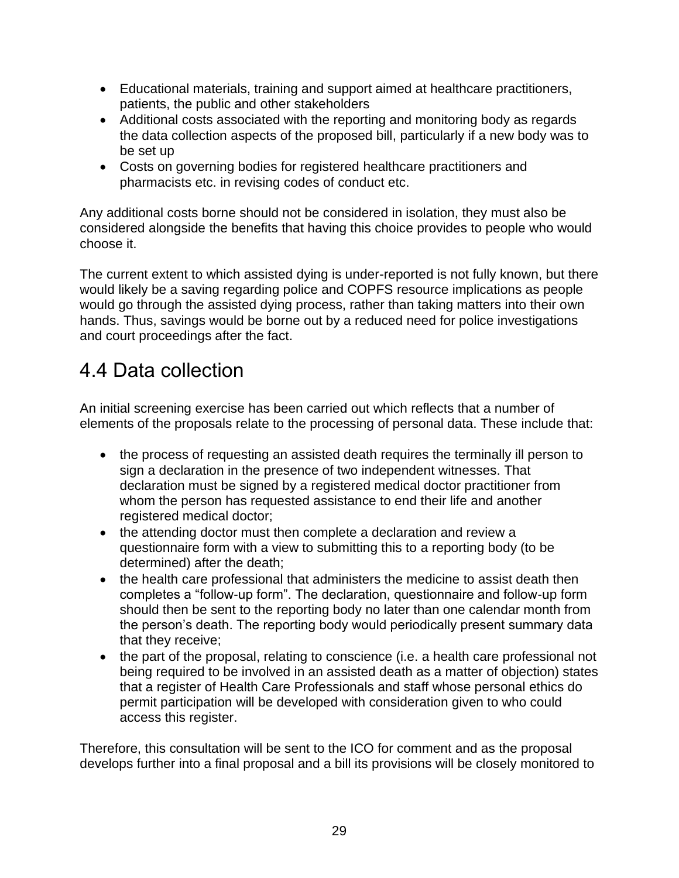- Educational materials, training and support aimed at healthcare practitioners, patients, the public and other stakeholders
- Additional costs associated with the reporting and monitoring body as regards the data collection aspects of the proposed bill, particularly if a new body was to be set up
- Costs on governing bodies for registered healthcare practitioners and pharmacists etc. in revising codes of conduct etc.

Any additional costs borne should not be considered in isolation, they must also be considered alongside the benefits that having this choice provides to people who would choose it.

The current extent to which assisted dying is under-reported is not fully known, but there would likely be a saving regarding police and COPFS resource implications as people would go through the assisted dying process, rather than taking matters into their own hands. Thus, savings would be borne out by a reduced need for police investigations and court proceedings after the fact.

## 4.4 Data collection

An initial screening exercise has been carried out which reflects that a number of elements of the proposals relate to the processing of personal data. These include that:

- the process of requesting an assisted death requires the terminally ill person to sign a declaration in the presence of two independent witnesses. That declaration must be signed by a registered medical doctor practitioner from whom the person has requested assistance to end their life and another registered medical doctor;
- the attending doctor must then complete a declaration and review a questionnaire form with a view to submitting this to a reporting body (to be determined) after the death;
- the health care professional that administers the medicine to assist death then completes a "follow-up form". The declaration, questionnaire and follow-up form should then be sent to the reporting body no later than one calendar month from the person's death. The reporting body would periodically present summary data that they receive;
- the part of the proposal, relating to conscience (i.e. a health care professional not being required to be involved in an assisted death as a matter of objection) states that a register of Health Care Professionals and staff whose personal ethics do permit participation will be developed with consideration given to who could access this register.

Therefore, this consultation will be sent to the ICO for comment and as the proposal develops further into a final proposal and a bill its provisions will be closely monitored to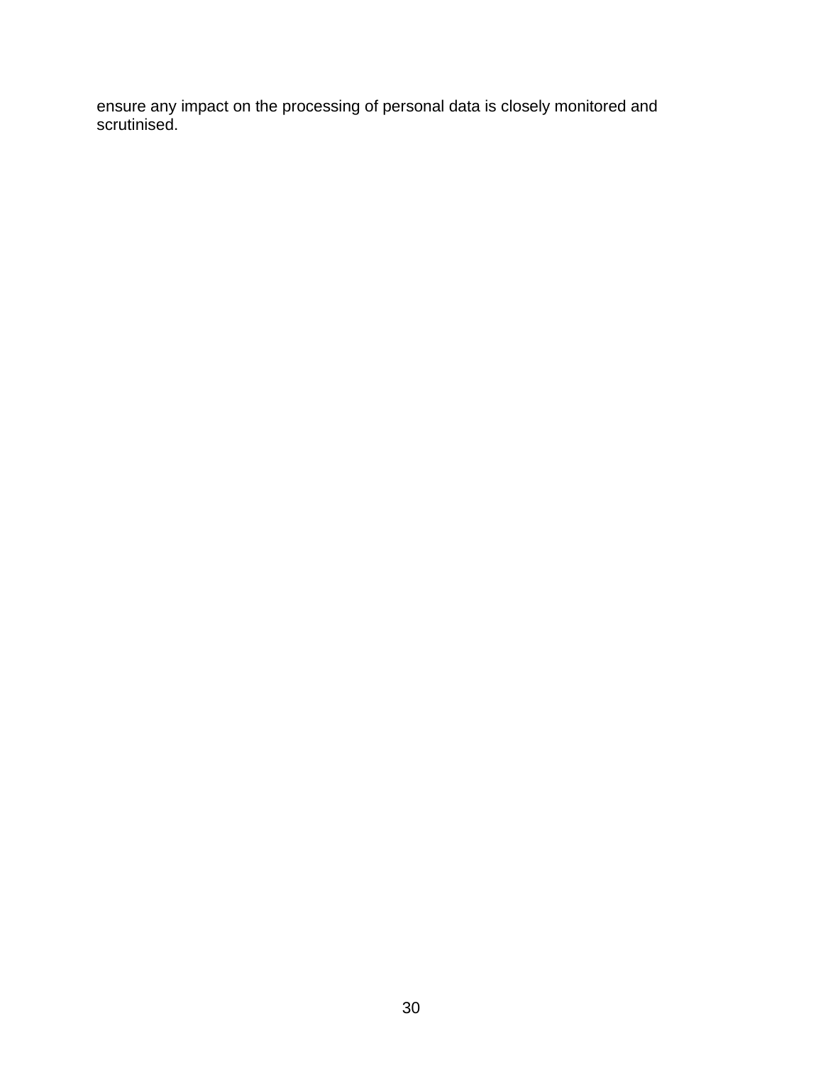ensure any impact on the processing of personal data is closely monitored and scrutinised.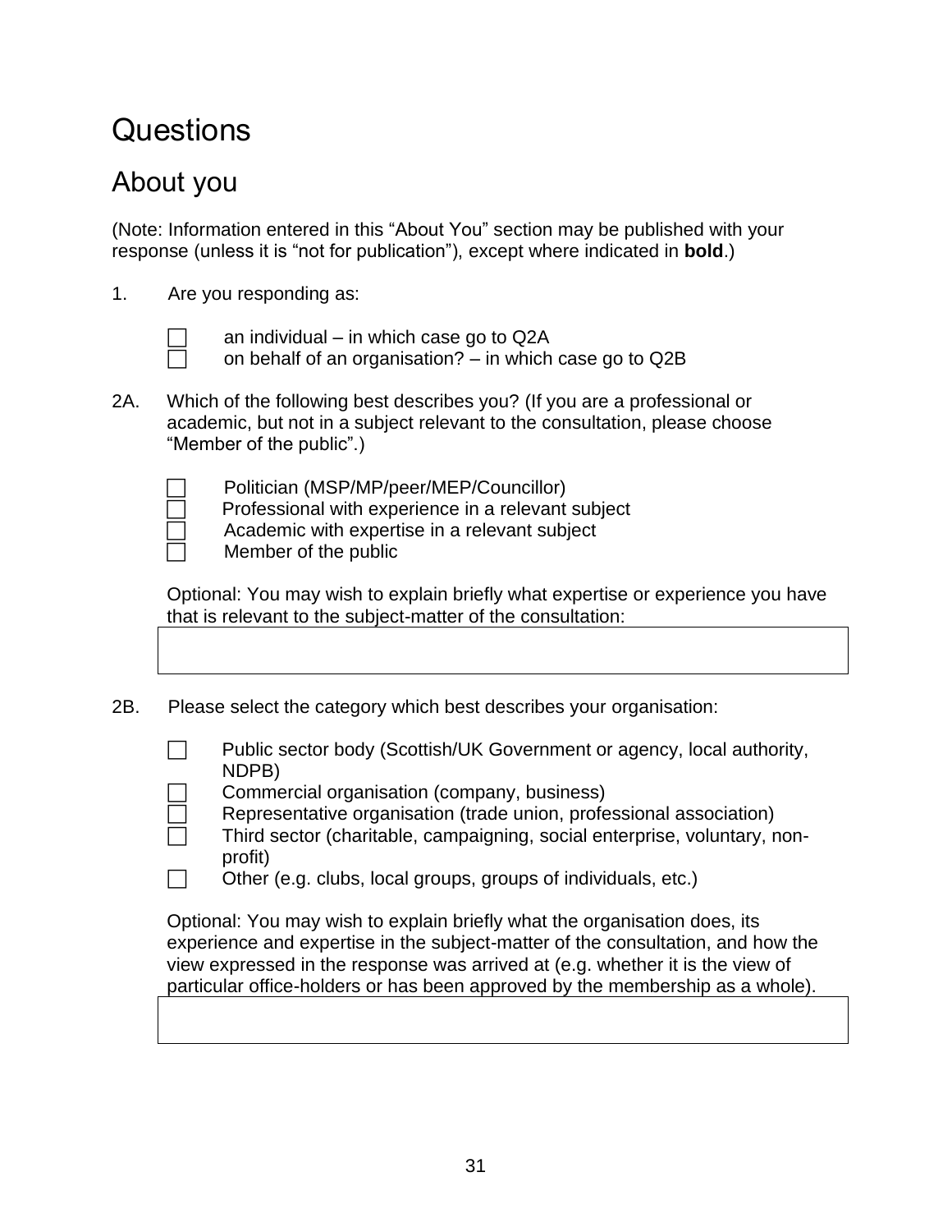# Questions

## About you

(Note: Information entered in this “About You” section may be published with your response (unless it is “not for publication”), except where indicated in **bold**.)

1. Are you responding as:

☐ an individual – in which case go to Q2A
☐ on behalf of an organisation? – in which case go to Q2B

2A. Which of the following best describes you? (If you are a professional or academic, but not in a subject relevant to the consultation, please choose “Member of the public”.)

☐ Politician (MSP/MP/peer/MEP/Councillor)
☐ Professional with experience in a relevant subject
☐ Academic with expertise in a relevant subject
☐ Member of the public

Optional: You may wish to explain briefly what expertise or experience you have that is relevant to the subject-matter of the consultation:

| |
|---|
| |

2B. Please select the category which best describes your organisation:

☐ Public sector body (Scottish/UK Government or agency, local authority, NDPB)
☐ Commercial organisation (company, business)
☐ Representative organisation (trade union, professional association)
☐ Third sector (charitable, campaigning, social enterprise, voluntary, non-profit)
☐ Other (e.g. clubs, local groups, groups of individuals, etc.)

Optional: You may wish to explain briefly what the organisation does, its experience and expertise in the subject-matter of the consultation, and how the view expressed in the response was arrived at (e.g. whether it is the view of particular office-holders or has been approved by the membership as a whole).

| |
|---|
| |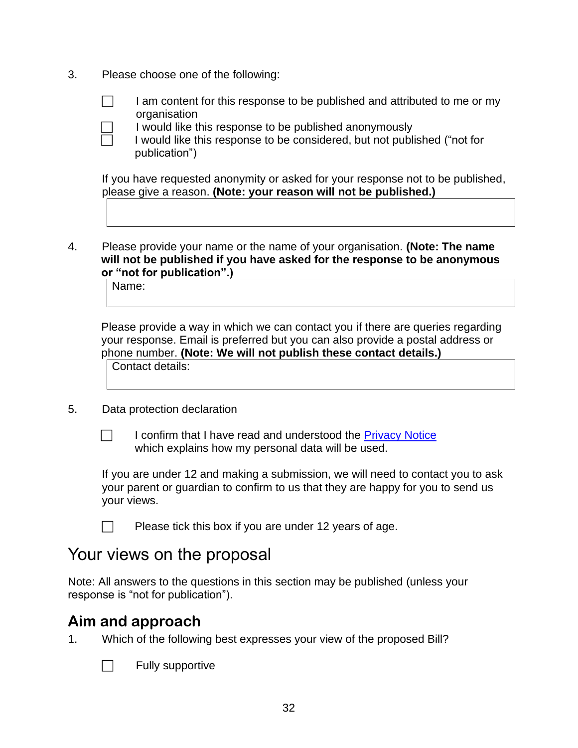3. Please choose one of the following:

   ☐ I am content for this response to be published and attributed to me or my organisation

   ☐ I would like this response to be published anonymously

   ☐ I would like this response to be considered, but not published ("not for publication")

   If you have requested anonymity or asked for your response not to be published, please give a reason. **(Note: your reason will not be published.)**

   | |
   |---|
   | |

4. Please provide your name or the name of your organisation. **(Note: The name will not be published if you have asked for the response to be anonymous or "not for publication".)**

   | Name: |
   |---|
   | |

   Please provide a way in which we can contact you if there are queries regarding your response. Email is preferred but you can also provide a postal address or phone number. **(Note: We will not publish these contact details.)**

   | Contact details: |
   |---|
   | |

5. Data protection declaration

   ☐ I confirm that I have read and understood the Privacy Notice which explains how my personal data will be used.

   If you are under 12 and making a submission, we will need to contact you to ask your parent or guardian to confirm to us that they are happy for you to send us your views.

   ☐ Please tick this box if you are under 12 years of age.

# Your views on the proposal

Note: All answers to the questions in this section may be published (unless your response is "not for publication").

## Aim and approach

1. Which of the following best expresses your view of the proposed Bill?

   ☐ Fully supportive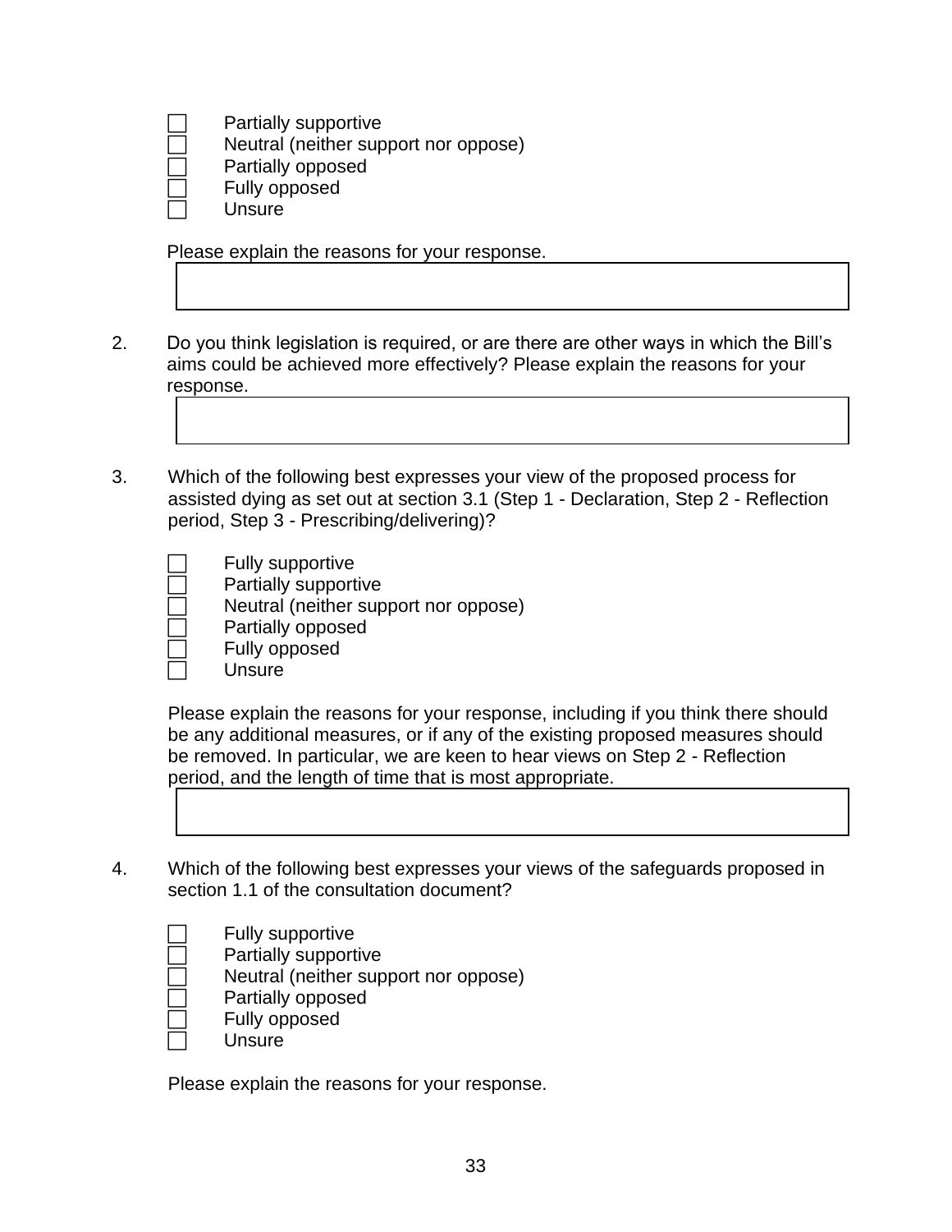- ☐ Partially supportive
- ☐ Neutral (neither support nor oppose)
- ☐ Partially opposed
- ☐ Fully opposed
- ☐ Unsure

Please explain the reasons for your response.

| |
|---|
| |

2. Do you think legislation is required, or are there are other ways in which the Bill's aims could be achieved more effectively? Please explain the reasons for your response.

| |
|---|
| |

3. Which of the following best expresses your view of the proposed process for assisted dying as set out at section 3.1 (Step 1 - Declaration, Step 2 - Reflection period, Step 3 - Prescribing/delivering)?

- ☐ Fully supportive
- ☐ Partially supportive
- ☐ Neutral (neither support nor oppose)
- ☐ Partially opposed
- ☐ Fully opposed
- ☐ Unsure

Please explain the reasons for your response, including if you think there should be any additional measures, or if any of the existing proposed measures should be removed. In particular, we are keen to hear views on Step 2 - Reflection period, and the length of time that is most appropriate.

| |
|---|
| |

4. Which of the following best expresses your views of the safeguards proposed in section 1.1 of the consultation document?

- ☐ Fully supportive
- ☐ Partially supportive
- ☐ Neutral (neither support nor oppose)
- ☐ Partially opposed
- ☐ Fully opposed
- ☐ Unsure

Please explain the reasons for your response.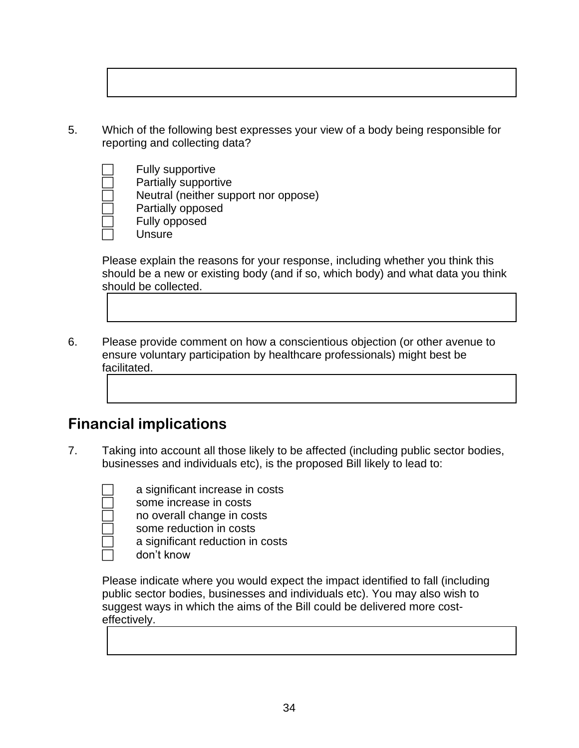5. Which of the following best expresses your view of a body being responsible for reporting and collecting data?

   - ☐ Fully supportive
   - ☐ Partially supportive
   - ☐ Neutral (neither support nor oppose)
   - ☐ Partially opposed
   - ☐ Fully opposed
   - ☐ Unsure

   Please explain the reasons for your response, including whether you think this should be a new or existing body (and if so, which body) and what data you think should be collected.

6. Please provide comment on how a conscientious objection (or other avenue to ensure voluntary participation by healthcare professionals) might best be facilitated.

## Financial implications

7. Taking into account all those likely to be affected (including public sector bodies, businesses and individuals etc), is the proposed Bill likely to lead to:

   - ☐ a significant increase in costs
   - ☐ some increase in costs
   - ☐ no overall change in costs
   - ☐ some reduction in costs
   - ☐ a significant reduction in costs
   - ☐ don't know

   Please indicate where you would expect the impact identified to fall (including public sector bodies, businesses and individuals etc). You may also wish to suggest ways in which the aims of the Bill could be delivered more cost-effectively.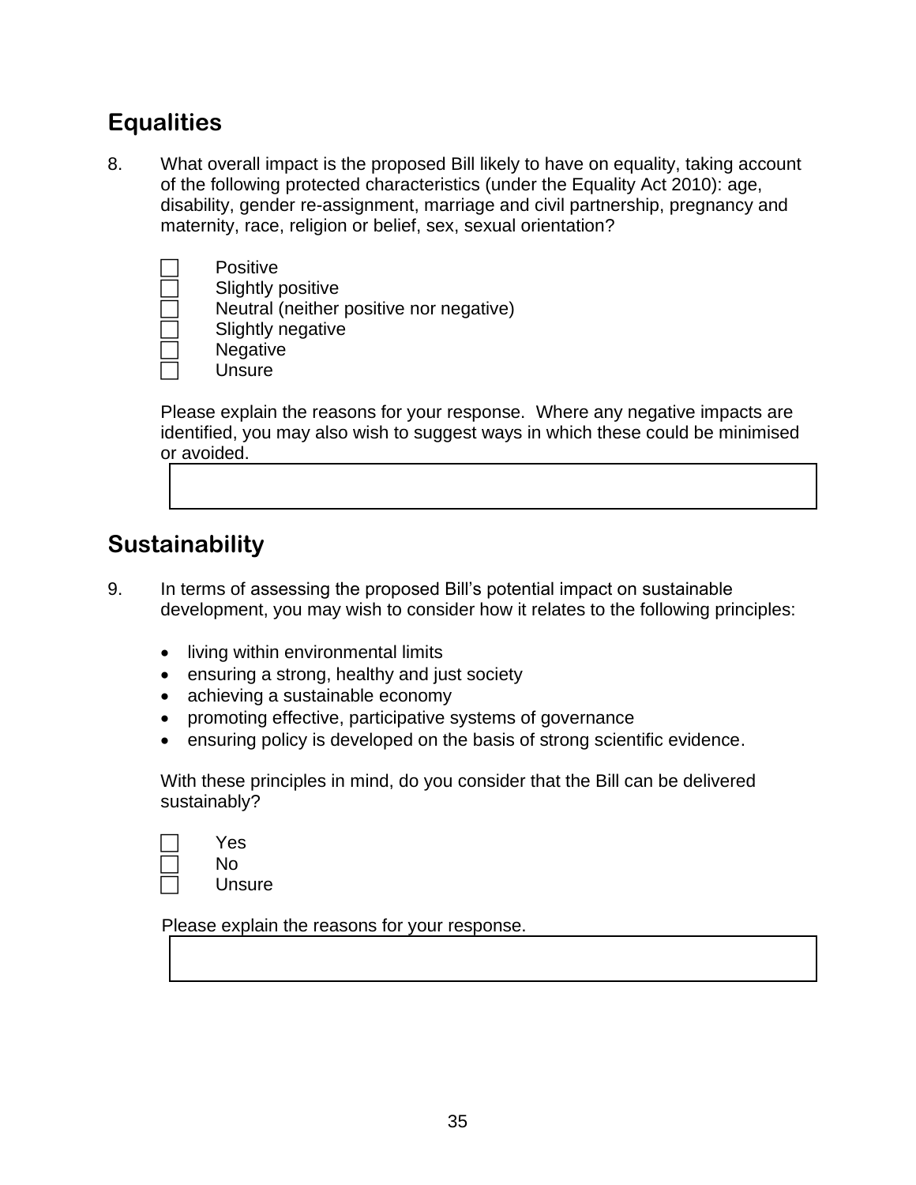## Equalities

8. What overall impact is the proposed Bill likely to have on equality, taking account of the following protected characteristics (under the Equality Act 2010): age, disability, gender re-assignment, marriage and civil partnership, pregnancy and maternity, race, religion or belief, sex, sexual orientation?

   - ☐ Positive
   - ☐ Slightly positive
   - ☐ Neutral (neither positive nor negative)
   - ☐ Slightly negative
   - ☐ Negative
   - ☐ Unsure

   Please explain the reasons for your response. Where any negative impacts are identified, you may also wish to suggest ways in which these could be minimised or avoided.

## Sustainability

9. In terms of assessing the proposed Bill's potential impact on sustainable development, you may wish to consider how it relates to the following principles:

   - living within environmental limits
   - ensuring a strong, healthy and just society
   - achieving a sustainable economy
   - promoting effective, participative systems of governance
   - ensuring policy is developed on the basis of strong scientific evidence.

   With these principles in mind, do you consider that the Bill can be delivered sustainably?

   - ☐ Yes
   - ☐ No
   - ☐ Unsure

   Please explain the reasons for your response.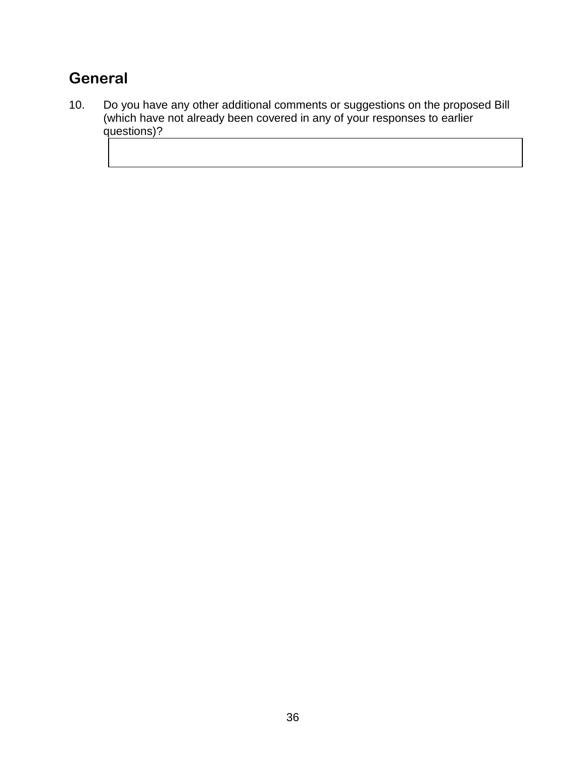## General

10. Do you have any other additional comments or suggestions on the proposed Bill (which have not already been covered in any of your responses to earlier questions)?

|   |
|---|
|   |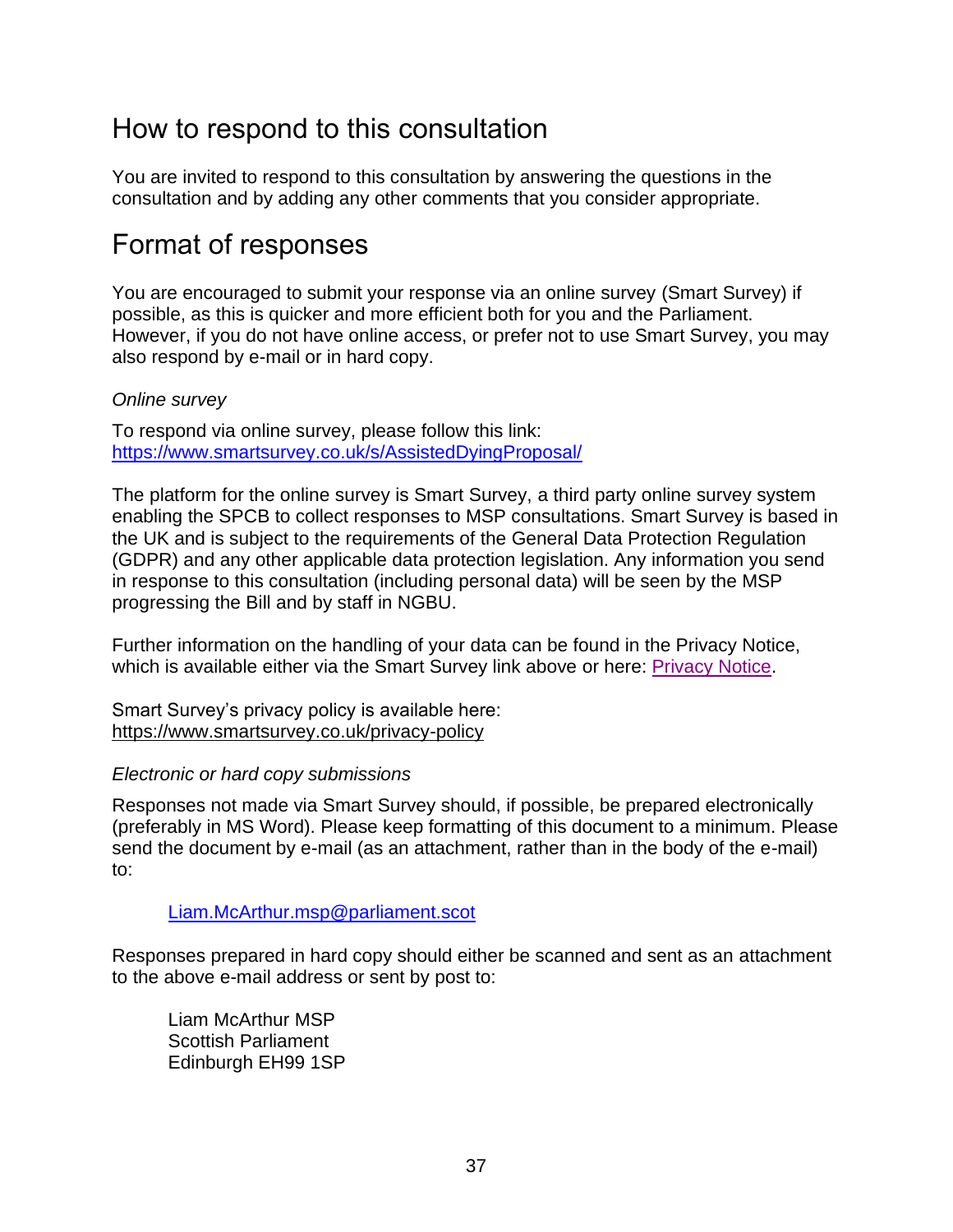## How to respond to this consultation

You are invited to respond to this consultation by answering the questions in the consultation and by adding any other comments that you consider appropriate.

## Format of responses

You are encouraged to submit your response via an online survey (Smart Survey) if possible, as this is quicker and more efficient both for you and the Parliament. However, if you do not have online access, or prefer not to use Smart Survey, you may also respond by e-mail or in hard copy.

*Online survey*

To respond via online survey, please follow this link:
[https://www.smartsurvey.co.uk/s/AssistedDyingProposal/](https://www.smartsurvey.co.uk/s/AssistedDyingProposal/)

The platform for the online survey is Smart Survey, a third party online survey system enabling the SPCB to collect responses to MSP consultations. Smart Survey is based in the UK and is subject to the requirements of the General Data Protection Regulation (GDPR) and any other applicable data protection legislation. Any information you send in response to this consultation (including personal data) will be seen by the MSP progressing the Bill and by staff in NGBU.

Further information on the handling of your data can be found in the Privacy Notice, which is available either via the Smart Survey link above or here: Privacy Notice.

Smart Survey's privacy policy is available here:
[https://www.smartsurvey.co.uk/privacy-policy](https://www.smartsurvey.co.uk/privacy-policy)

*Electronic or hard copy submissions*

Responses not made via Smart Survey should, if possible, be prepared electronically (preferably in MS Word). Please keep formatting of this document to a minimum. Please send the document by e-mail (as an attachment, rather than in the body of the e-mail) to:

> [Liam.McArthur.msp@parliament.scot](mailto:Liam.McArthur.msp@parliament.scot)

Responses prepared in hard copy should either be scanned and sent as an attachment to the above e-mail address or sent by post to:

> Liam McArthur MSP
> Scottish Parliament
> Edinburgh EH99 1SP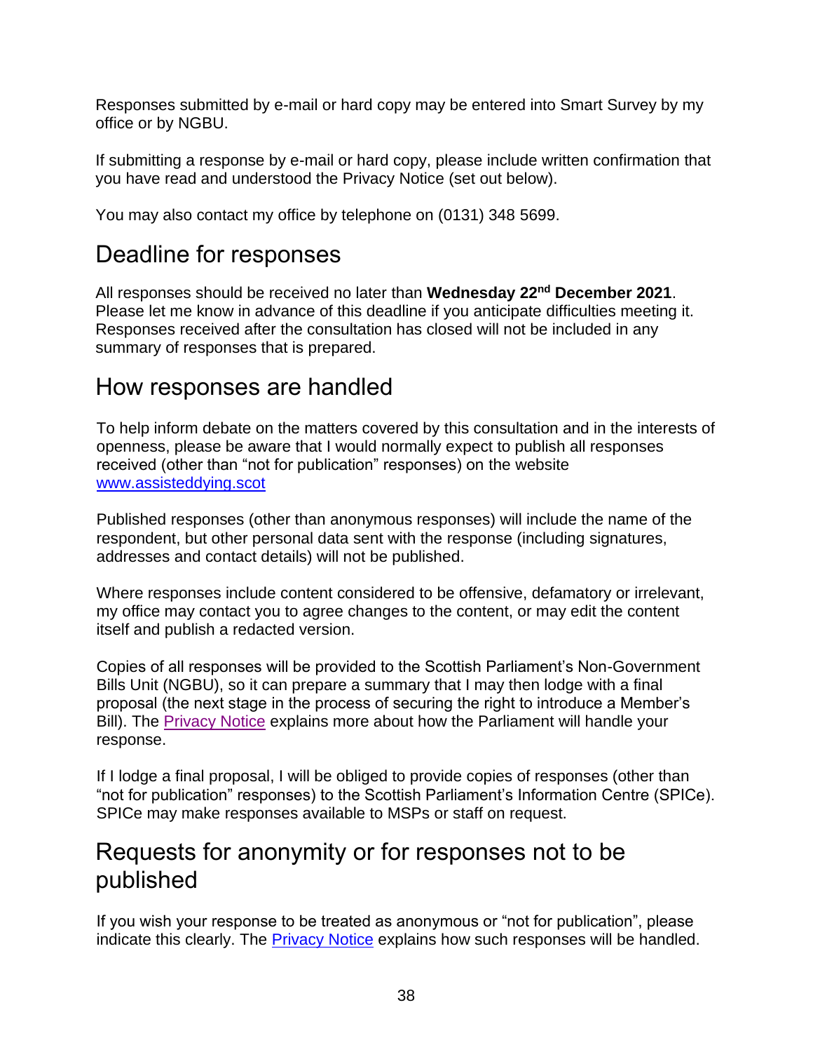Responses submitted by e-mail or hard copy may be entered into Smart Survey by my office or by NGBU.

If submitting a response by e-mail or hard copy, please include written confirmation that you have read and understood the Privacy Notice (set out below).

You may also contact my office by telephone on (0131) 348 5699.

## Deadline for responses

All responses should be received no later than **Wednesday 22nd December 2021**. Please let me know in advance of this deadline if you anticipate difficulties meeting it. Responses received after the consultation has closed will not be included in any summary of responses that is prepared.

## How responses are handled

To help inform debate on the matters covered by this consultation and in the interests of openness, please be aware that I would normally expect to publish all responses received (other than "not for publication" responses) on the website [www.assisteddying.scot](www.assisteddying.scot)

Published responses (other than anonymous responses) will include the name of the respondent, but other personal data sent with the response (including signatures, addresses and contact details) will not be published.

Where responses include content considered to be offensive, defamatory or irrelevant, my office may contact you to agree changes to the content, or may edit the content itself and publish a redacted version.

Copies of all responses will be provided to the Scottish Parliament's Non-Government Bills Unit (NGBU), so it can prepare a summary that I may then lodge with a final proposal (the next stage in the process of securing the right to introduce a Member's Bill). The Privacy Notice explains more about how the Parliament will handle your response.

If I lodge a final proposal, I will be obliged to provide copies of responses (other than "not for publication" responses) to the Scottish Parliament's Information Centre (SPICe). SPICe may make responses available to MSPs or staff on request.

## Requests for anonymity or for responses not to be published

If you wish your response to be treated as anonymous or "not for publication", please indicate this clearly. The Privacy Notice explains how such responses will be handled.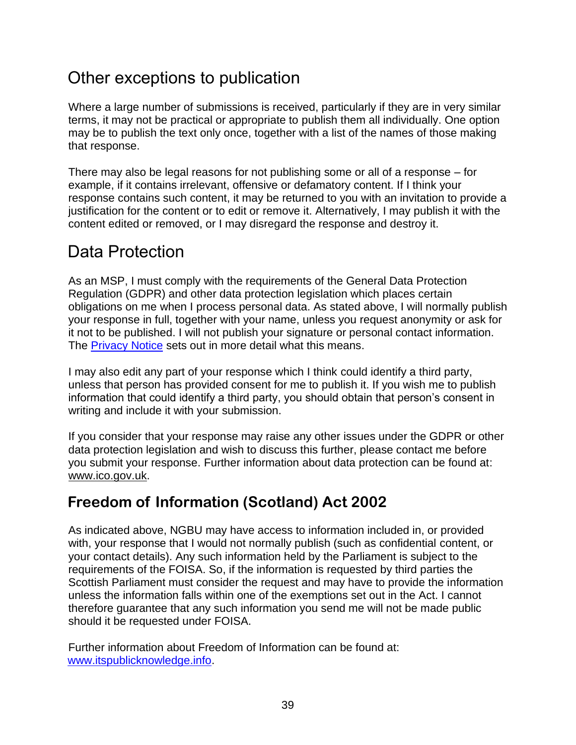## Other exceptions to publication

Where a large number of submissions is received, particularly if they are in very similar terms, it may not be practical or appropriate to publish them all individually. One option may be to publish the text only once, together with a list of the names of those making that response.

There may also be legal reasons for not publishing some or all of a response – for example, if it contains irrelevant, offensive or defamatory content. If I think your response contains such content, it may be returned to you with an invitation to provide a justification for the content or to edit or remove it. Alternatively, I may publish it with the content edited or removed, or I may disregard the response and destroy it.

## Data Protection

As an MSP, I must comply with the requirements of the General Data Protection Regulation (GDPR) and other data protection legislation which places certain obligations on me when I process personal data. As stated above, I will normally publish your response in full, together with your name, unless you request anonymity or ask for it not to be published. I will not publish your signature or personal contact information. The Privacy Notice sets out in more detail what this means.

I may also edit any part of your response which I think could identify a third party, unless that person has provided consent for me to publish it. If you wish me to publish information that could identify a third party, you should obtain that person's consent in writing and include it with your submission.

If you consider that your response may raise any other issues under the GDPR or other data protection legislation and wish to discuss this further, please contact me before you submit your response. Further information about data protection can be found at: www.ico.gov.uk.

### Freedom of Information (Scotland) Act 2002

As indicated above, NGBU may have access to information included in, or provided with, your response that I would not normally publish (such as confidential content, or your contact details). Any such information held by the Parliament is subject to the requirements of the FOISA. So, if the information is requested by third parties the Scottish Parliament must consider the request and may have to provide the information unless the information falls within one of the exemptions set out in the Act. I cannot therefore guarantee that any such information you send me will not be made public should it be requested under FOISA.

Further information about Freedom of Information can be found at: www.itspublicknowledge.info.